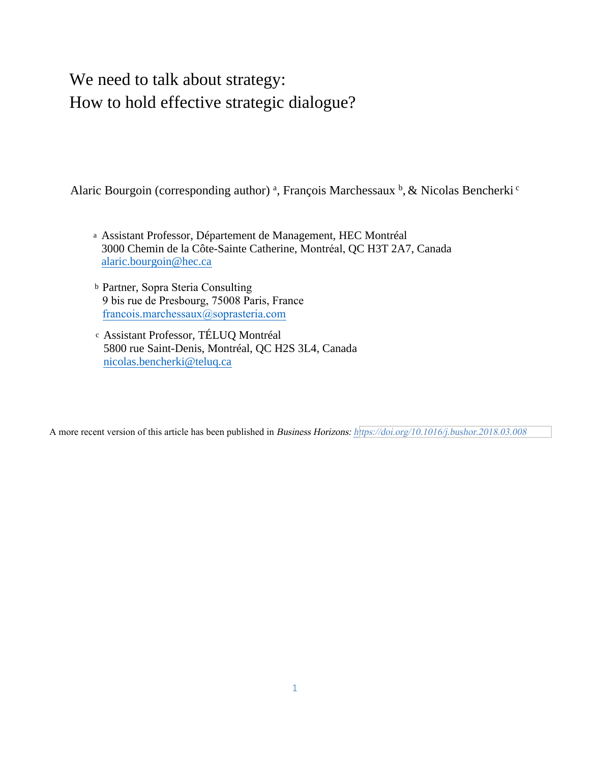# We need to talk about strategy:
# How to hold effective strategic dialogue?

Alaric Bourgoin (corresponding author) [a], François Marchessaux [b], & Nicolas Bencherki [c]

[a] Assistant Professor, Département de Management, HEC Montréal
3000 Chemin de la Côte-Sainte Catherine, Montréal, QC H3T 2A7, Canada
alaric.bourgoin@hec.ca

[b] Partner, Sopra Steria Consulting
9 bis rue de Presbourg, 75008 Paris, France
francois.marchessaux@soprasteria.com

[c] Assistant Professor, TÉLUQ Montréal
5800 rue Saint-Denis, Montréal, QC H2S 3L4, Canada
nicolas.bencherki@teluq.ca

A more recent version of this article has been published in *Business Horizons:* https://doi.org/10.1016/j.bushor.2018.03.008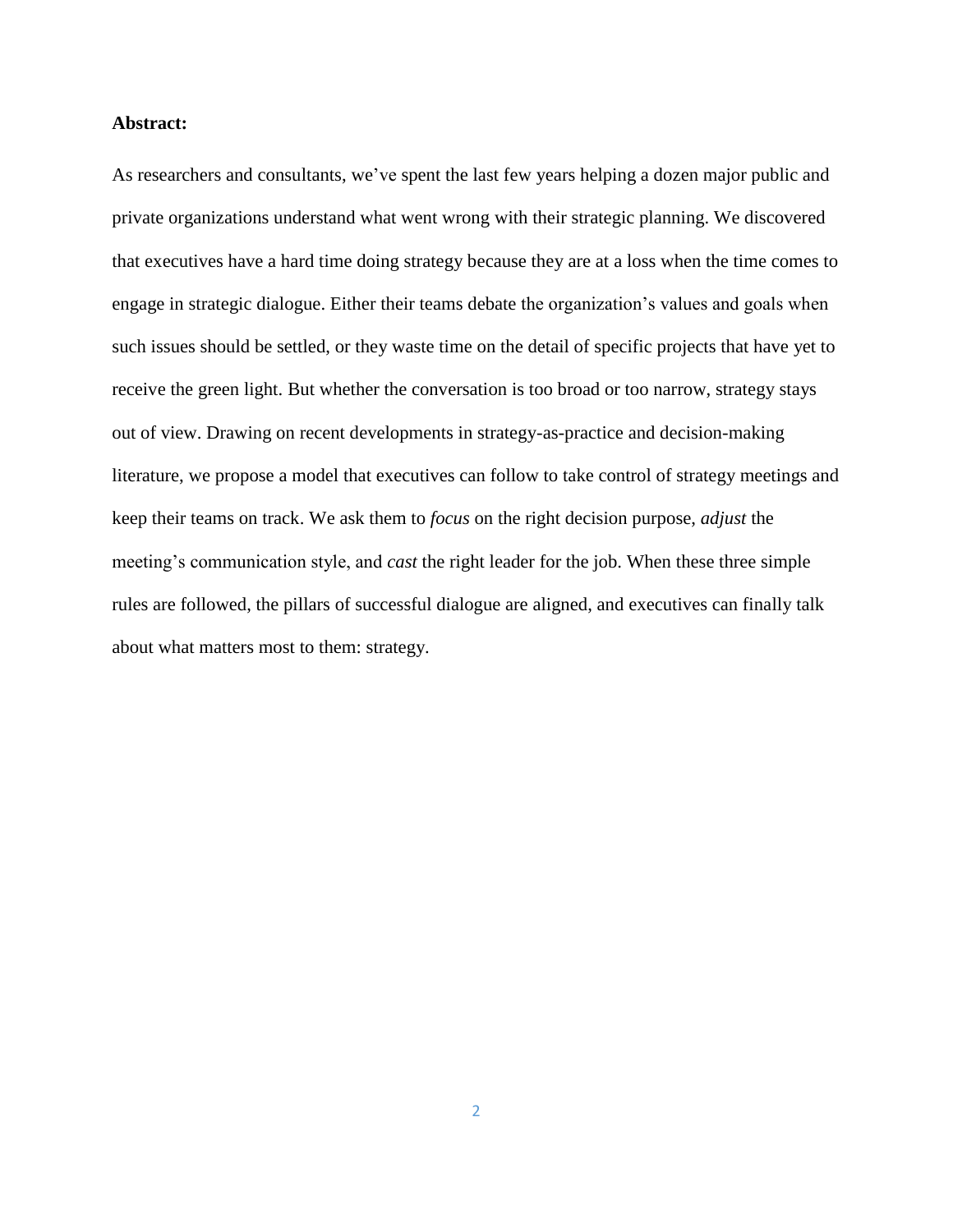**Abstract:**

As researchers and consultants, we've spent the last few years helping a dozen major public and private organizations understand what went wrong with their strategic planning. We discovered that executives have a hard time doing strategy because they are at a loss when the time comes to engage in strategic dialogue. Either their teams debate the organization's values and goals when such issues should be settled, or they waste time on the detail of specific projects that have yet to receive the green light. But whether the conversation is too broad or too narrow, strategy stays out of view. Drawing on recent developments in strategy-as-practice and decision-making literature, we propose a model that executives can follow to take control of strategy meetings and keep their teams on track. We ask them to *focus* on the right decision purpose, *adjust* the meeting's communication style, and *cast* the right leader for the job. When these three simple rules are followed, the pillars of successful dialogue are aligned, and executives can finally talk about what matters most to them: strategy.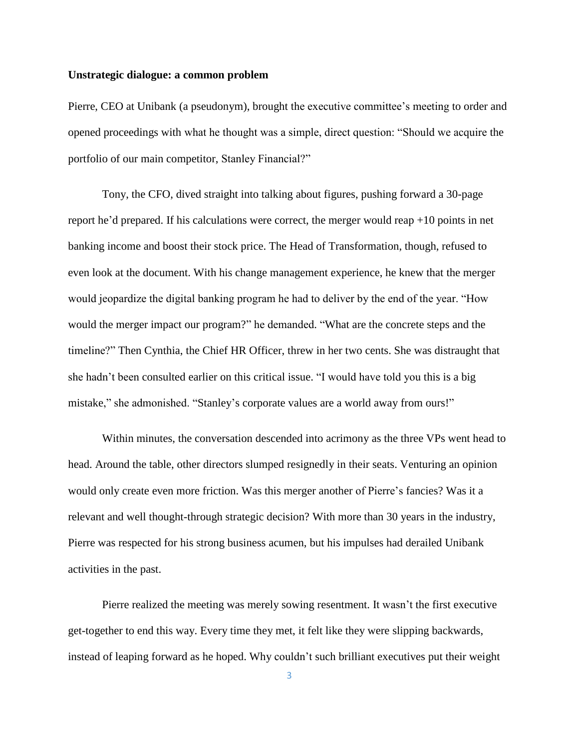**Unstrategic dialogue: a common problem**

Pierre, CEO at Unibank (a pseudonym), brought the executive committee's meeting to order and opened proceedings with what he thought was a simple, direct question: "Should we acquire the portfolio of our main competitor, Stanley Financial?"

Tony, the CFO, dived straight into talking about figures, pushing forward a 30-page report he'd prepared. If his calculations were correct, the merger would reap +10 points in net banking income and boost their stock price. The Head of Transformation, though, refused to even look at the document. With his change management experience, he knew that the merger would jeopardize the digital banking program he had to deliver by the end of the year. "How would the merger impact our program?" he demanded. "What are the concrete steps and the timeline?" Then Cynthia, the Chief HR Officer, threw in her two cents. She was distraught that she hadn't been consulted earlier on this critical issue. "I would have told you this is a big mistake," she admonished. "Stanley's corporate values are a world away from ours!"

Within minutes, the conversation descended into acrimony as the three VPs went head to head. Around the table, other directors slumped resignedly in their seats. Venturing an opinion would only create even more friction. Was this merger another of Pierre's fancies? Was it a relevant and well thought-through strategic decision? With more than 30 years in the industry, Pierre was respected for his strong business acumen, but his impulses had derailed Unibank activities in the past.

Pierre realized the meeting was merely sowing resentment. It wasn't the first executive get-together to end this way. Every time they met, it felt like they were slipping backwards, instead of leaping forward as he hoped. Why couldn't such brilliant executives put their weight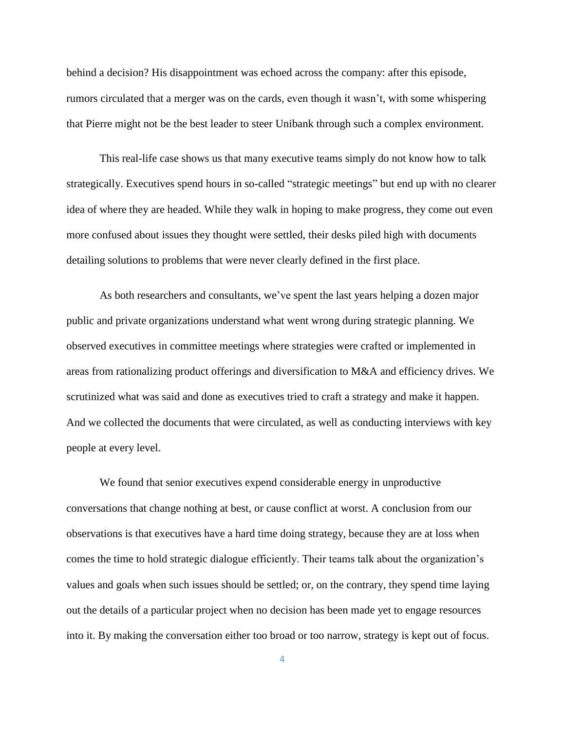behind a decision? His disappointment was echoed across the company: after this episode, rumors circulated that a merger was on the cards, even though it wasn't, with some whispering that Pierre might not be the best leader to steer Unibank through such a complex environment.

This real-life case shows us that many executive teams simply do not know how to talk strategically. Executives spend hours in so-called "strategic meetings" but end up with no clearer idea of where they are headed. While they walk in hoping to make progress, they come out even more confused about issues they thought were settled, their desks piled high with documents detailing solutions to problems that were never clearly defined in the first place.

As both researchers and consultants, we've spent the last years helping a dozen major public and private organizations understand what went wrong during strategic planning. We observed executives in committee meetings where strategies were crafted or implemented in areas from rationalizing product offerings and diversification to M&A and efficiency drives. We scrutinized what was said and done as executives tried to craft a strategy and make it happen. And we collected the documents that were circulated, as well as conducting interviews with key people at every level.

We found that senior executives expend considerable energy in unproductive conversations that change nothing at best, or cause conflict at worst. A conclusion from our observations is that executives have a hard time doing strategy, because they are at loss when comes the time to hold strategic dialogue efficiently. Their teams talk about the organization's values and goals when such issues should be settled; or, on the contrary, they spend time laying out the details of a particular project when no decision has been made yet to engage resources into it. By making the conversation either too broad or too narrow, strategy is kept out of focus.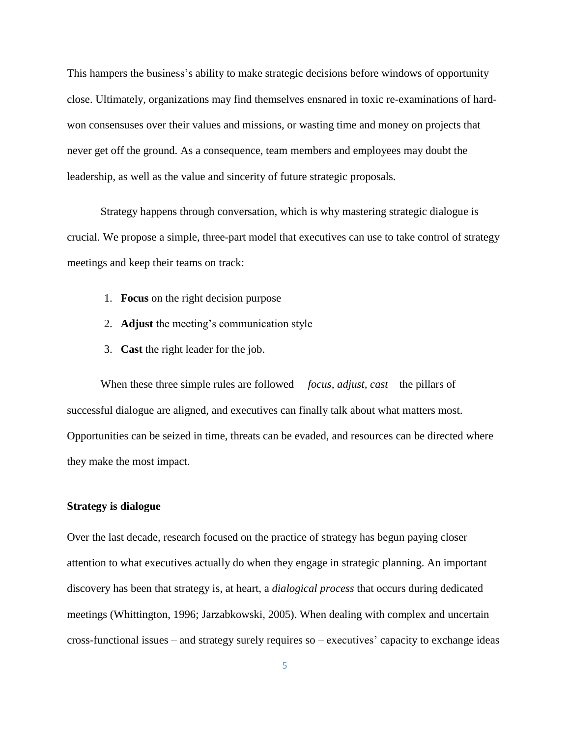This hampers the business's ability to make strategic decisions before windows of opportunity close. Ultimately, organizations may find themselves ensnared in toxic re-examinations of hard-won consensuses over their values and missions, or wasting time and money on projects that never get off the ground. As a consequence, team members and employees may doubt the leadership, as well as the value and sincerity of future strategic proposals.

Strategy happens through conversation, which is why mastering strategic dialogue is crucial. We propose a simple, three-part model that executives can use to take control of strategy meetings and keep their teams on track:

1. **Focus** on the right decision purpose
2. **Adjust** the meeting's communication style
3. **Cast** the right leader for the job.

When these three simple rules are followed —*focus, adjust, cast*—the pillars of successful dialogue are aligned, and executives can finally talk about what matters most. Opportunities can be seized in time, threats can be evaded, and resources can be directed where they make the most impact.

## Strategy is dialogue

Over the last decade, research focused on the practice of strategy has begun paying closer attention to what executives actually do when they engage in strategic planning. An important discovery has been that strategy is, at heart, a *dialogical process* that occurs during dedicated meetings (Whittington, 1996; Jarzabkowski, 2005). When dealing with complex and uncertain cross-functional issues – and strategy surely requires so – executives' capacity to exchange ideas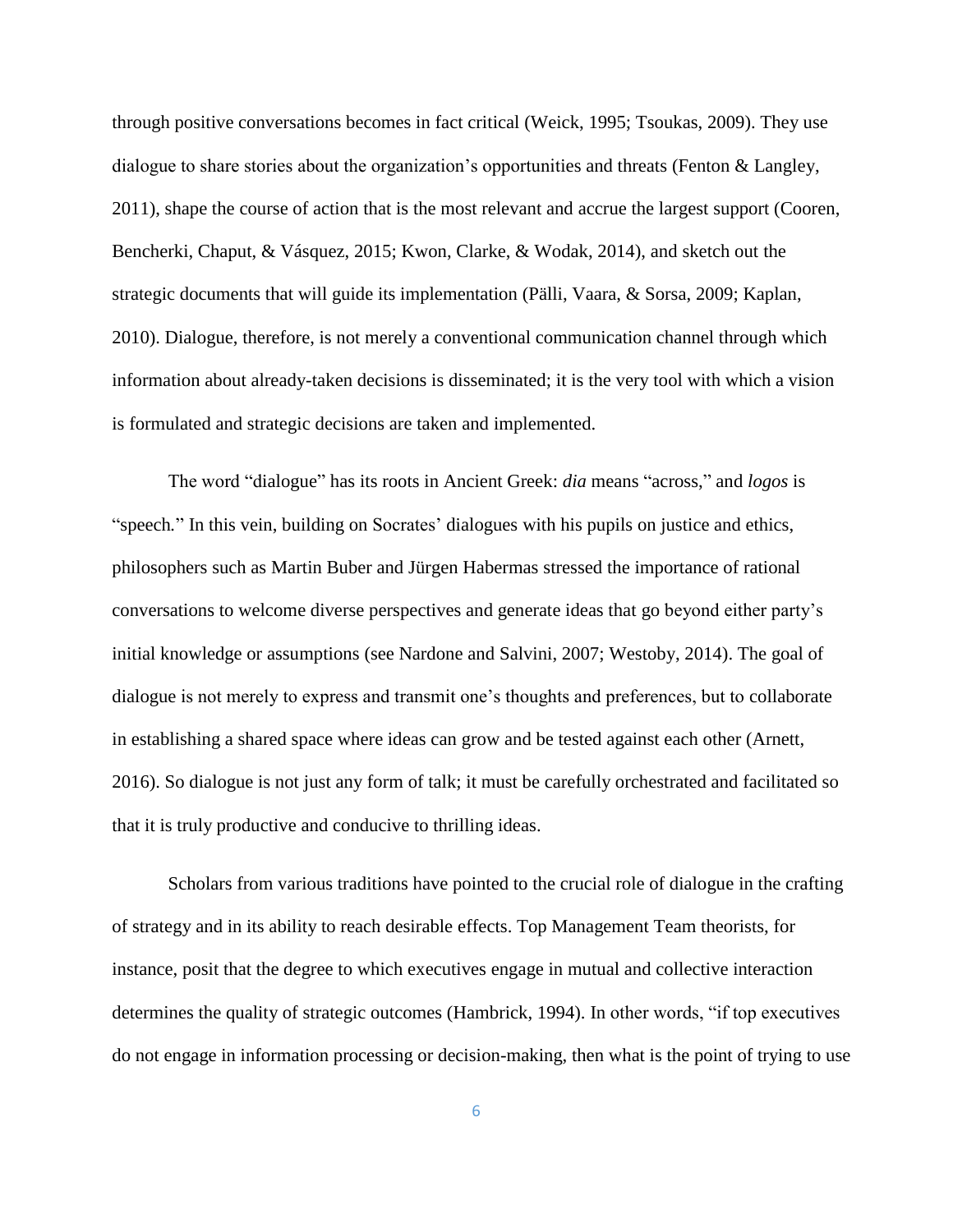through positive conversations becomes in fact critical (Weick, 1995; Tsoukas, 2009). They use dialogue to share stories about the organization's opportunities and threats (Fenton & Langley, 2011), shape the course of action that is the most relevant and accrue the largest support (Cooren, Bencherki, Chaput, & Vásquez, 2015; Kwon, Clarke, & Wodak, 2014), and sketch out the strategic documents that will guide its implementation (Pälli, Vaara, & Sorsa, 2009; Kaplan, 2010). Dialogue, therefore, is not merely a conventional communication channel through which information about already-taken decisions is disseminated; it is the very tool with which a vision is formulated and strategic decisions are taken and implemented.

The word "dialogue" has its roots in Ancient Greek: *dia* means "across," and *logos* is "speech." In this vein, building on Socrates' dialogues with his pupils on justice and ethics, philosophers such as Martin Buber and Jürgen Habermas stressed the importance of rational conversations to welcome diverse perspectives and generate ideas that go beyond either party's initial knowledge or assumptions (see Nardone and Salvini, 2007; Westoby, 2014). The goal of dialogue is not merely to express and transmit one's thoughts and preferences, but to collaborate in establishing a shared space where ideas can grow and be tested against each other (Arnett, 2016). So dialogue is not just any form of talk; it must be carefully orchestrated and facilitated so that it is truly productive and conducive to thrilling ideas.

Scholars from various traditions have pointed to the crucial role of dialogue in the crafting of strategy and in its ability to reach desirable effects. Top Management Team theorists, for instance, posit that the degree to which executives engage in mutual and collective interaction determines the quality of strategic outcomes (Hambrick, 1994). In other words, "if top executives do not engage in information processing or decision-making, then what is the point of trying to use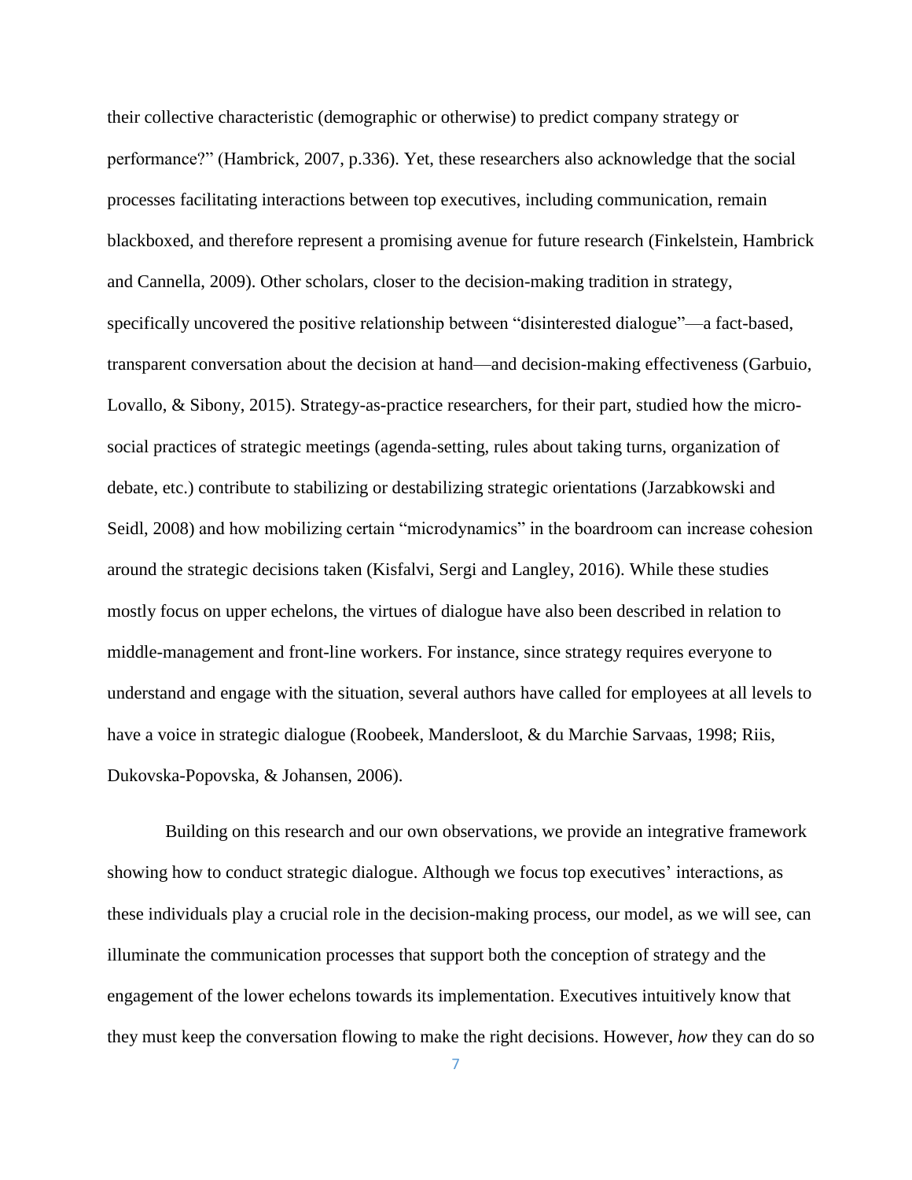their collective characteristic (demographic or otherwise) to predict company strategy or performance?" (Hambrick, 2007, p.336). Yet, these researchers also acknowledge that the social processes facilitating interactions between top executives, including communication, remain blackboxed, and therefore represent a promising avenue for future research (Finkelstein, Hambrick and Cannella, 2009). Other scholars, closer to the decision-making tradition in strategy, specifically uncovered the positive relationship between "disinterested dialogue"—a fact-based, transparent conversation about the decision at hand—and decision-making effectiveness (Garbuio, Lovallo, & Sibony, 2015). Strategy-as-practice researchers, for their part, studied how the micro-social practices of strategic meetings (agenda-setting, rules about taking turns, organization of debate, etc.) contribute to stabilizing or destabilizing strategic orientations (Jarzabkowski and Seidl, 2008) and how mobilizing certain "microdynamics" in the boardroom can increase cohesion around the strategic decisions taken (Kisfalvi, Sergi and Langley, 2016). While these studies mostly focus on upper echelons, the virtues of dialogue have also been described in relation to middle-management and front-line workers. For instance, since strategy requires everyone to understand and engage with the situation, several authors have called for employees at all levels to have a voice in strategic dialogue (Roobeek, Mandersloot, & du Marchie Sarvaas, 1998; Riis, Dukovska-Popovska, & Johansen, 2006).

Building on this research and our own observations, we provide an integrative framework showing how to conduct strategic dialogue. Although we focus top executives' interactions, as these individuals play a crucial role in the decision-making process, our model, as we will see, can illuminate the communication processes that support both the conception of strategy and the engagement of the lower echelons towards its implementation. Executives intuitively know that they must keep the conversation flowing to make the right decisions. However, *how* they can do so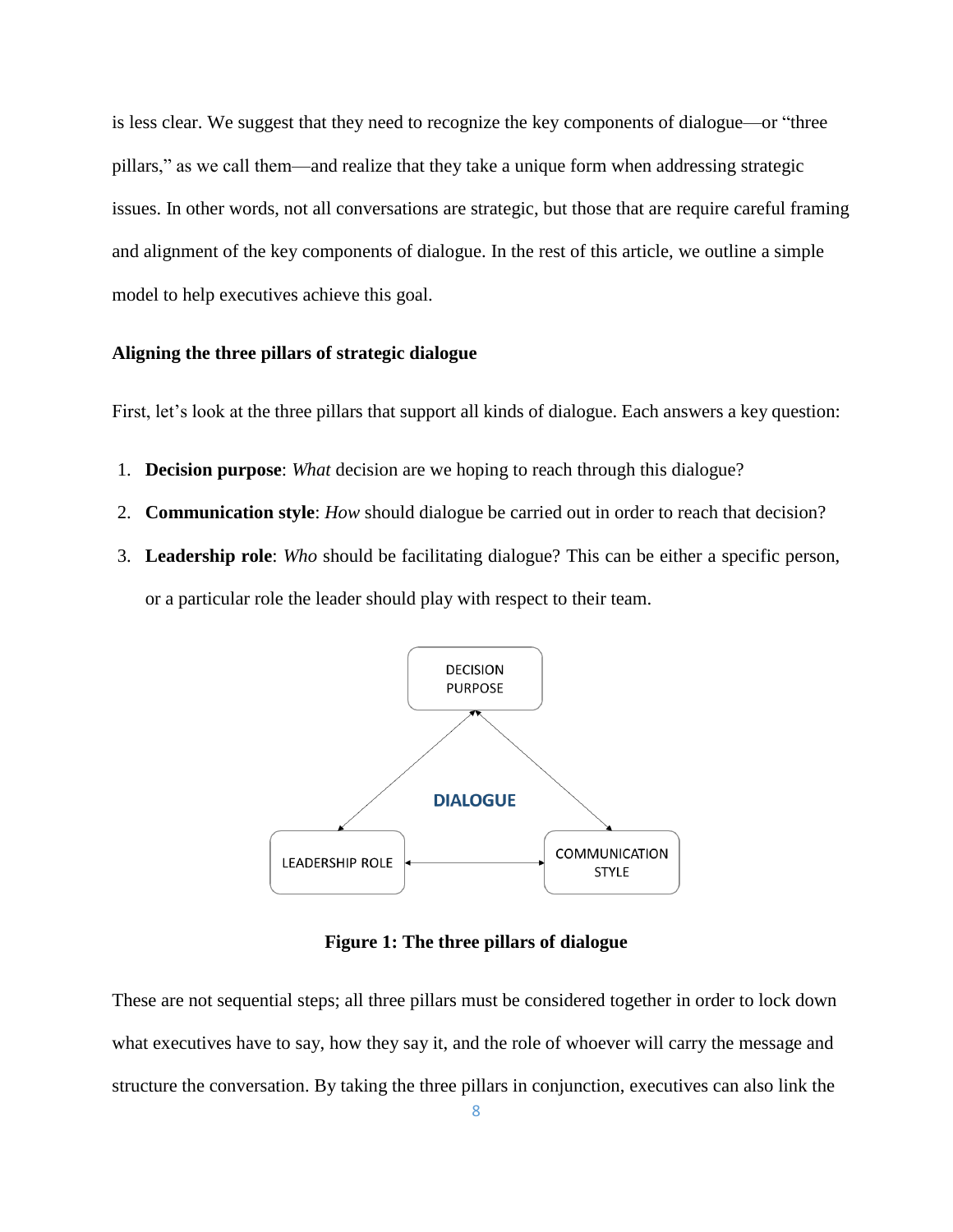is less clear. We suggest that they need to recognize the key components of dialogue—or "three pillars," as we call them—and realize that they take a unique form when addressing strategic issues. In other words, not all conversations are strategic, but those that are require careful framing and alignment of the key components of dialogue. In the rest of this article, we outline a simple model to help executives achieve this goal.

### Aligning the three pillars of strategic dialogue

First, let's look at the three pillars that support all kinds of dialogue. Each answers a key question:

1. **Decision purpose**: *What* decision are we hoping to reach through this dialogue?
2. **Communication style**: *How* should dialogue be carried out in order to reach that decision?
3. **Leadership role**: *Who* should be facilitating dialogue? This can be either a specific person, or a particular role the leader should play with respect to their team.

**Figure 1: The three pillars of dialogue**

These are not sequential steps; all three pillars must be considered together in order to lock down what executives have to say, how they say it, and the role of whoever will carry the message and structure the conversation. By taking the three pillars in conjunction, executives can also link the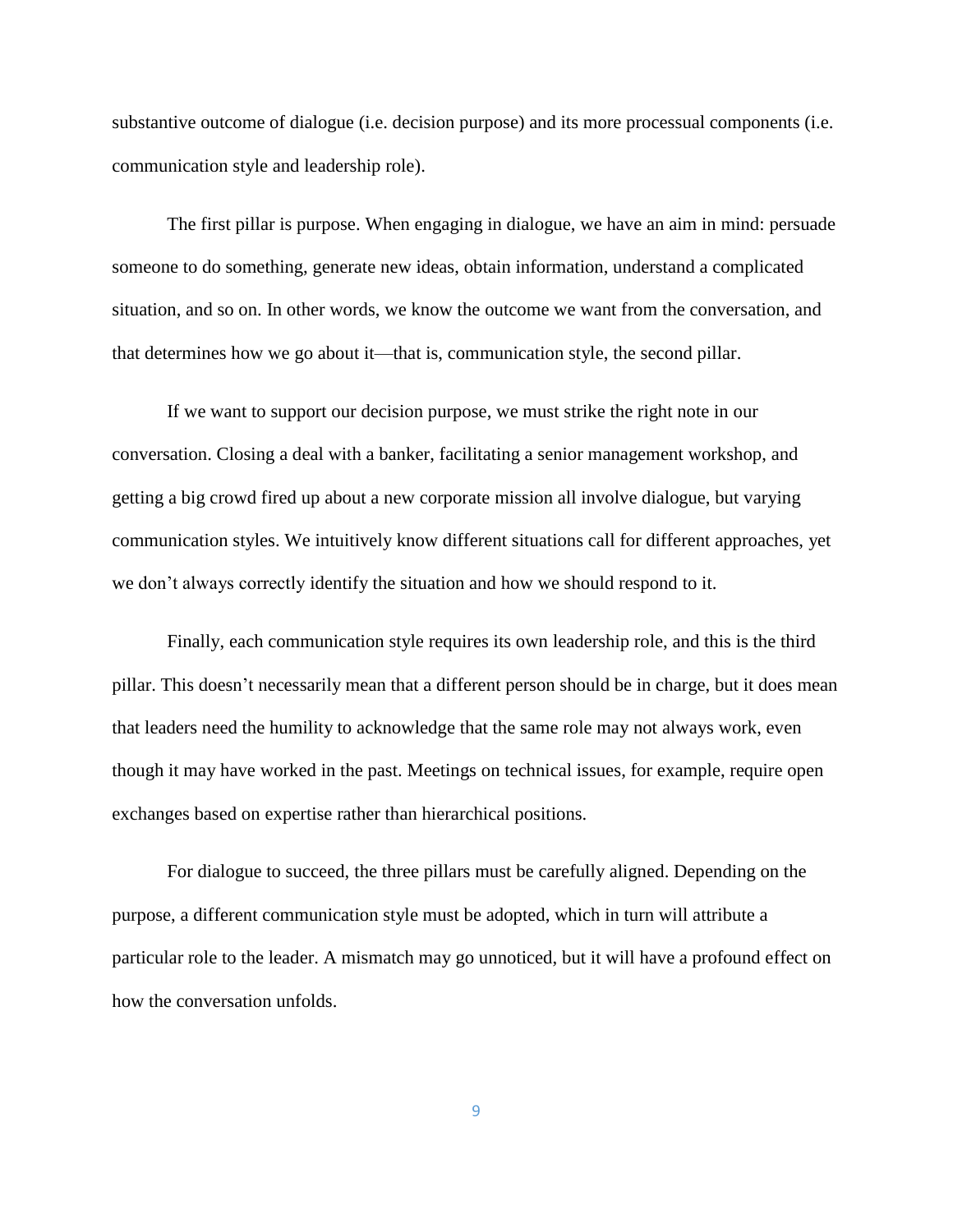substantive outcome of dialogue (i.e. decision purpose) and its more processual components (i.e. communication style and leadership role).

The first pillar is purpose. When engaging in dialogue, we have an aim in mind: persuade someone to do something, generate new ideas, obtain information, understand a complicated situation, and so on. In other words, we know the outcome we want from the conversation, and that determines how we go about it—that is, communication style, the second pillar.

If we want to support our decision purpose, we must strike the right note in our conversation. Closing a deal with a banker, facilitating a senior management workshop, and getting a big crowd fired up about a new corporate mission all involve dialogue, but varying communication styles. We intuitively know different situations call for different approaches, yet we don't always correctly identify the situation and how we should respond to it.

Finally, each communication style requires its own leadership role, and this is the third pillar. This doesn't necessarily mean that a different person should be in charge, but it does mean that leaders need the humility to acknowledge that the same role may not always work, even though it may have worked in the past. Meetings on technical issues, for example, require open exchanges based on expertise rather than hierarchical positions.

For dialogue to succeed, the three pillars must be carefully aligned. Depending on the purpose, a different communication style must be adopted, which in turn will attribute a particular role to the leader. A mismatch may go unnoticed, but it will have a profound effect on how the conversation unfolds.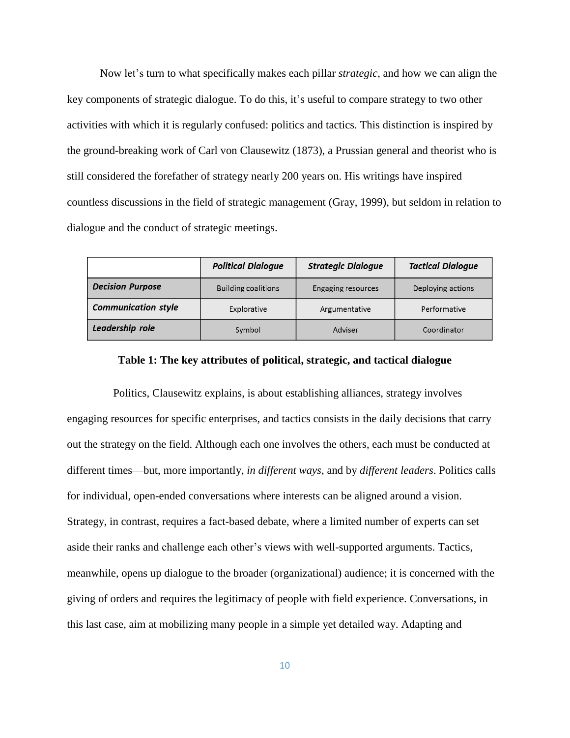Now let's turn to what specifically makes each pillar *strategic*, and how we can align the key components of strategic dialogue. To do this, it's useful to compare strategy to two other activities with which it is regularly confused: politics and tactics. This distinction is inspired by the ground-breaking work of Carl von Clausewitz (1873), a Prussian general and theorist who is still considered the forefather of strategy nearly 200 years on. His writings have inspired countless discussions in the field of strategic management (Gray, 1999), but seldom in relation to dialogue and the conduct of strategic meetings.

| | ***Political Dialogue*** | ***Strategic Dialogue*** | ***Tactical Dialogue*** |
|---|---|---|---|
| ***Decision Purpose*** | Building coalitions | Engaging resources | Deploying actions |
| ***Communication style*** | Explorative | Argumentative | Performative |
| ***Leadership role*** | Symbol | Adviser | Coordinator |

**Table 1: The key attributes of political, strategic, and tactical dialogue**

Politics, Clausewitz explains, is about establishing alliances, strategy involves engaging resources for specific enterprises, and tactics consists in the daily decisions that carry out the strategy on the field. Although each one involves the others, each must be conducted at different times—but, more importantly, *in different ways*, and by *different leaders*. Politics calls for individual, open-ended conversations where interests can be aligned around a vision. Strategy, in contrast, requires a fact-based debate, where a limited number of experts can set aside their ranks and challenge each other's views with well-supported arguments. Tactics, meanwhile, opens up dialogue to the broader (organizational) audience; it is concerned with the giving of orders and requires the legitimacy of people with field experience. Conversations, in this last case, aim at mobilizing many people in a simple yet detailed way. Adapting and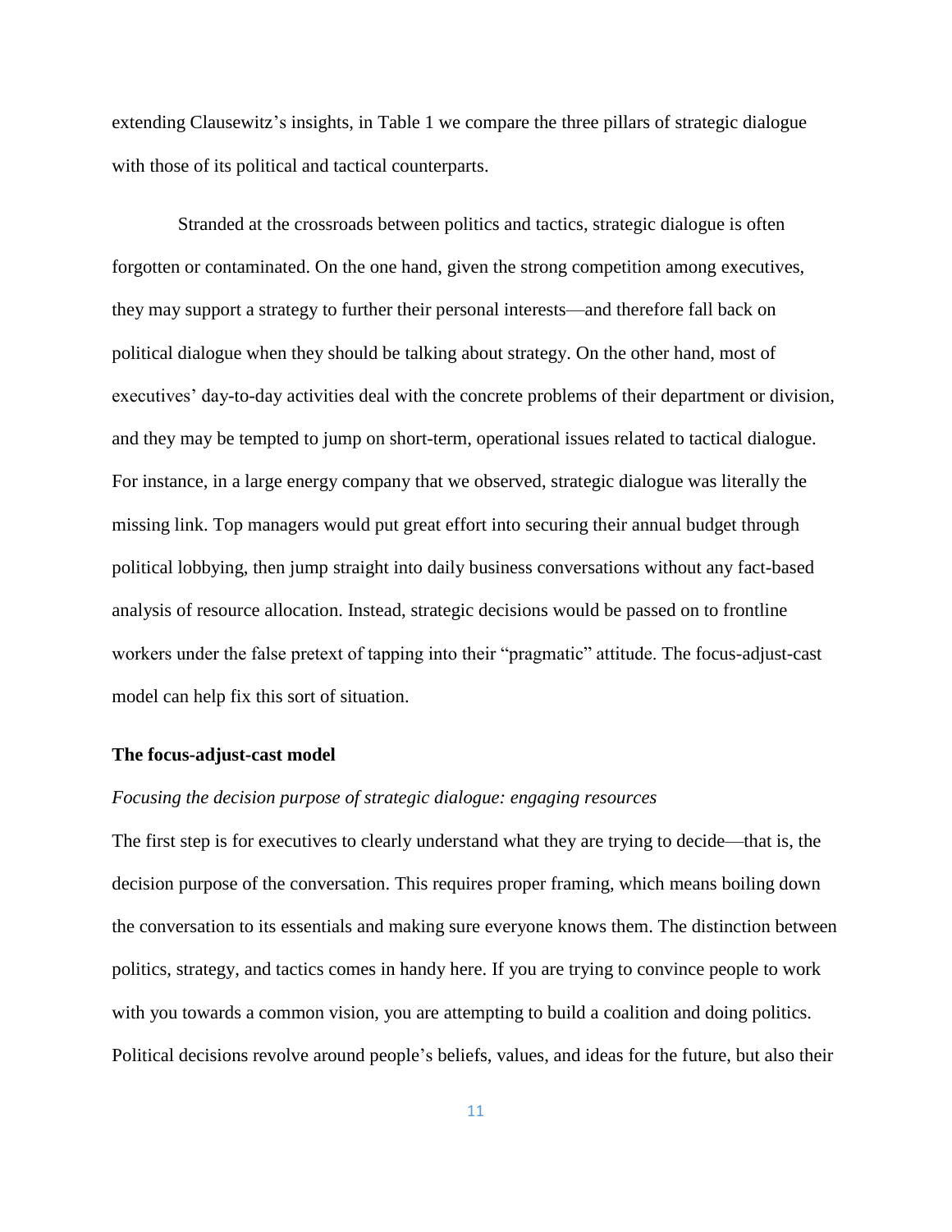extending Clausewitz's insights, in Table 1 we compare the three pillars of strategic dialogue with those of its political and tactical counterparts.

Stranded at the crossroads between politics and tactics, strategic dialogue is often forgotten or contaminated. On the one hand, given the strong competition among executives, they may support a strategy to further their personal interests—and therefore fall back on political dialogue when they should be talking about strategy. On the other hand, most of executives' day-to-day activities deal with the concrete problems of their department or division, and they may be tempted to jump on short-term, operational issues related to tactical dialogue. For instance, in a large energy company that we observed, strategic dialogue was literally the missing link. Top managers would put great effort into securing their annual budget through political lobbying, then jump straight into daily business conversations without any fact-based analysis of resource allocation. Instead, strategic decisions would be passed on to frontline workers under the false pretext of tapping into their "pragmatic" attitude. The focus-adjust-cast model can help fix this sort of situation.

## The focus-adjust-cast model

### *Focusing the decision purpose of strategic dialogue: engaging resources*

The first step is for executives to clearly understand what they are trying to decide—that is, the decision purpose of the conversation. This requires proper framing, which means boiling down the conversation to its essentials and making sure everyone knows them. The distinction between politics, strategy, and tactics comes in handy here. If you are trying to convince people to work with you towards a common vision, you are attempting to build a coalition and doing politics. Political decisions revolve around people's beliefs, values, and ideas for the future, but also their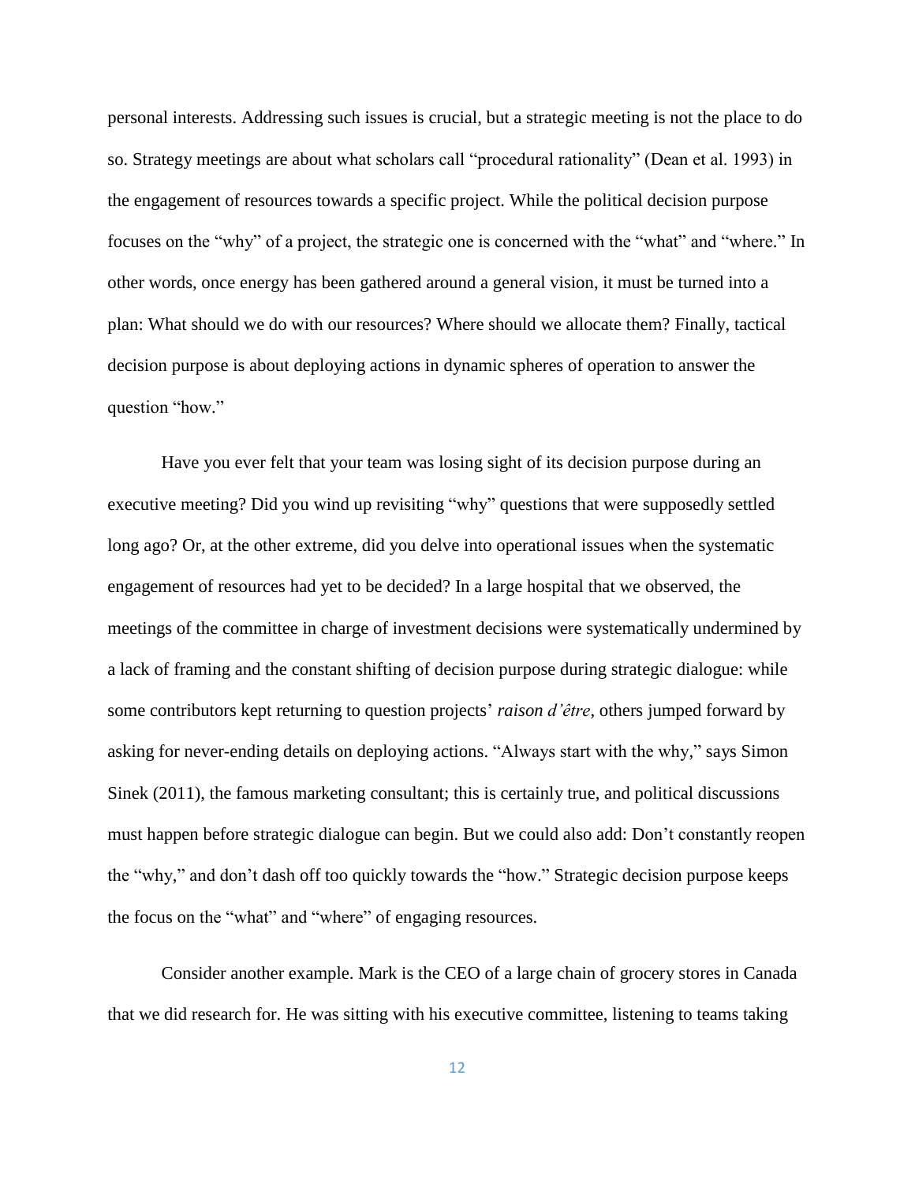personal interests. Addressing such issues is crucial, but a strategic meeting is not the place to do so. Strategy meetings are about what scholars call "procedural rationality" (Dean et al. 1993) in the engagement of resources towards a specific project. While the political decision purpose focuses on the "why" of a project, the strategic one is concerned with the "what" and "where." In other words, once energy has been gathered around a general vision, it must be turned into a plan: What should we do with our resources? Where should we allocate them? Finally, tactical decision purpose is about deploying actions in dynamic spheres of operation to answer the question "how."

Have you ever felt that your team was losing sight of its decision purpose during an executive meeting? Did you wind up revisiting "why" questions that were supposedly settled long ago? Or, at the other extreme, did you delve into operational issues when the systematic engagement of resources had yet to be decided? In a large hospital that we observed, the meetings of the committee in charge of investment decisions were systematically undermined by a lack of framing and the constant shifting of decision purpose during strategic dialogue: while some contributors kept returning to question projects' *raison d'être*, others jumped forward by asking for never-ending details on deploying actions. "Always start with the why," says Simon Sinek (2011), the famous marketing consultant; this is certainly true, and political discussions must happen before strategic dialogue can begin. But we could also add: Don't constantly reopen the "why," and don't dash off too quickly towards the "how." Strategic decision purpose keeps the focus on the "what" and "where" of engaging resources.

Consider another example. Mark is the CEO of a large chain of grocery stores in Canada that we did research for. He was sitting with his executive committee, listening to teams taking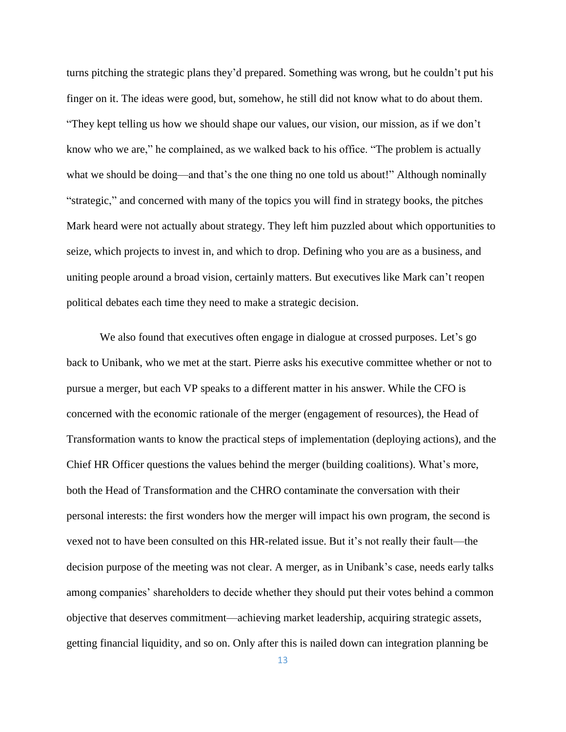turns pitching the strategic plans they'd prepared. Something was wrong, but he couldn't put his finger on it. The ideas were good, but, somehow, he still did not know what to do about them. "They kept telling us how we should shape our values, our vision, our mission, as if we don't know who we are," he complained, as we walked back to his office. "The problem is actually what we should be doing—and that's the one thing no one told us about!" Although nominally "strategic," and concerned with many of the topics you will find in strategy books, the pitches Mark heard were not actually about strategy. They left him puzzled about which opportunities to seize, which projects to invest in, and which to drop. Defining who you are as a business, and uniting people around a broad vision, certainly matters. But executives like Mark can't reopen political debates each time they need to make a strategic decision.

We also found that executives often engage in dialogue at crossed purposes. Let's go back to Unibank, who we met at the start. Pierre asks his executive committee whether or not to pursue a merger, but each VP speaks to a different matter in his answer. While the CFO is concerned with the economic rationale of the merger (engagement of resources), the Head of Transformation wants to know the practical steps of implementation (deploying actions), and the Chief HR Officer questions the values behind the merger (building coalitions). What's more, both the Head of Transformation and the CHRO contaminate the conversation with their personal interests: the first wonders how the merger will impact his own program, the second is vexed not to have been consulted on this HR-related issue. But it's not really their fault—the decision purpose of the meeting was not clear. A merger, as in Unibank's case, needs early talks among companies' shareholders to decide whether they should put their votes behind a common objective that deserves commitment—achieving market leadership, acquiring strategic assets, getting financial liquidity, and so on. Only after this is nailed down can integration planning be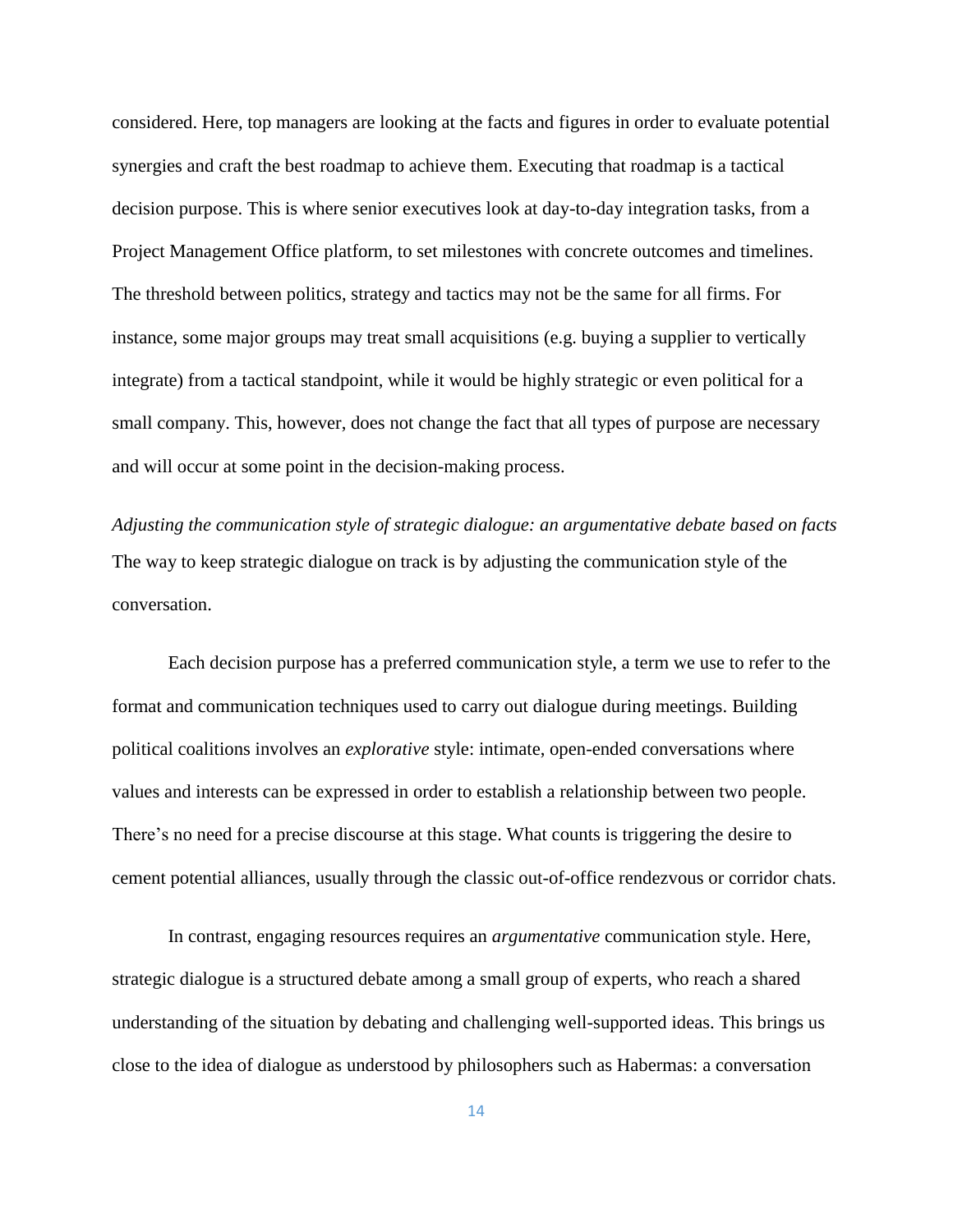considered. Here, top managers are looking at the facts and figures in order to evaluate potential synergies and craft the best roadmap to achieve them. Executing that roadmap is a tactical decision purpose. This is where senior executives look at day-to-day integration tasks, from a Project Management Office platform, to set milestones with concrete outcomes and timelines. The threshold between politics, strategy and tactics may not be the same for all firms. For instance, some major groups may treat small acquisitions (e.g. buying a supplier to vertically integrate) from a tactical standpoint, while it would be highly strategic or even political for a small company. This, however, does not change the fact that all types of purpose are necessary and will occur at some point in the decision-making process.

*Adjusting the communication style of strategic dialogue: an argumentative debate based on facts*

The way to keep strategic dialogue on track is by adjusting the communication style of the conversation.

Each decision purpose has a preferred communication style, a term we use to refer to the format and communication techniques used to carry out dialogue during meetings. Building political coalitions involves an *explorative* style: intimate, open-ended conversations where values and interests can be expressed in order to establish a relationship between two people. There's no need for a precise discourse at this stage. What counts is triggering the desire to cement potential alliances, usually through the classic out-of-office rendezvous or corridor chats.

In contrast, engaging resources requires an *argumentative* communication style. Here, strategic dialogue is a structured debate among a small group of experts, who reach a shared understanding of the situation by debating and challenging well-supported ideas. This brings us close to the idea of dialogue as understood by philosophers such as Habermas: a conversation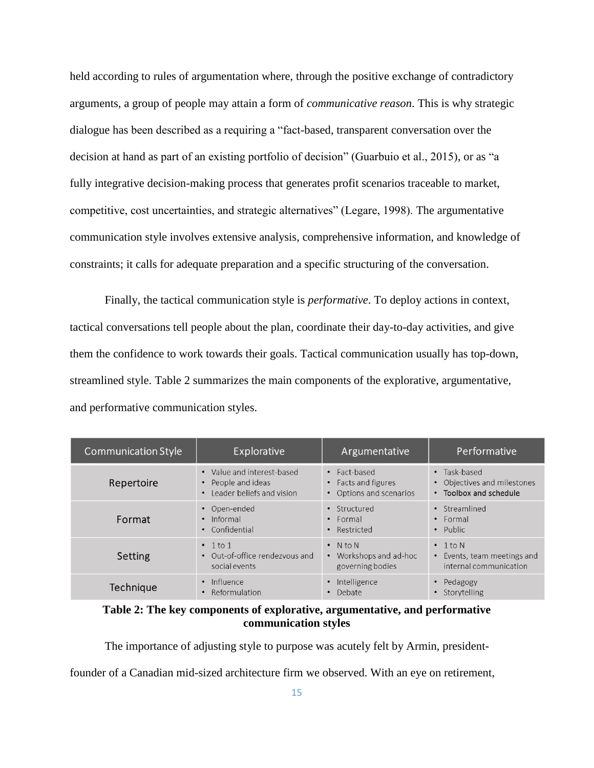held according to rules of argumentation where, through the positive exchange of contradictory arguments, a group of people may attain a form of *communicative reason*. This is why strategic dialogue has been described as a requiring a "fact-based, transparent conversation over the decision at hand as part of an existing portfolio of decision" (Guarbuio et al., 2015), or as "a fully integrative decision-making process that generates profit scenarios traceable to market, competitive, cost uncertainties, and strategic alternatives" (Legare, 1998). The argumentative communication style involves extensive analysis, comprehensive information, and knowledge of constraints; it calls for adequate preparation and a specific structuring of the conversation.

Finally, the tactical communication style is *performative*. To deploy actions in context, tactical conversations tell people about the plan, coordinate their day-to-day activities, and give them the confidence to work towards their goals. Tactical communication usually has top-down, streamlined style. Table 2 summarizes the main components of the explorative, argumentative, and performative communication styles.

| Communication Style | Explorative | Argumentative | Performative |
|---|---|---|---|
| Repertoire | • Value and interest-based<br>• People and ideas<br>• Leader beliefs and vision | • Fact-based<br>• Facts and figures<br>• Options and scenarios | • Task-based<br>• Objectives and milestones<br>• Toolbox and schedule |
| Format | • Open-ended<br>• Informal<br>• Confidential | • Structured<br>• Formal<br>• Restricted | • Streamlined<br>• Formal<br>• Public |
| Setting | • 1 to 1<br>• Out-of-office rendezvous and social events | • N to N<br>• Workshops and ad-hoc governing bodies | • 1 to N<br>• Events, team meetings and internal communication |
| Technique | • Influence<br>• Reformulation | • Intelligence<br>• Debate | • Pedagogy<br>• Storytelling |

**Table 2: The key components of explorative, argumentative, and performative communication styles**

The importance of adjusting style to purpose was acutely felt by Armin, president-founder of a Canadian mid-sized architecture firm we observed. With an eye on retirement,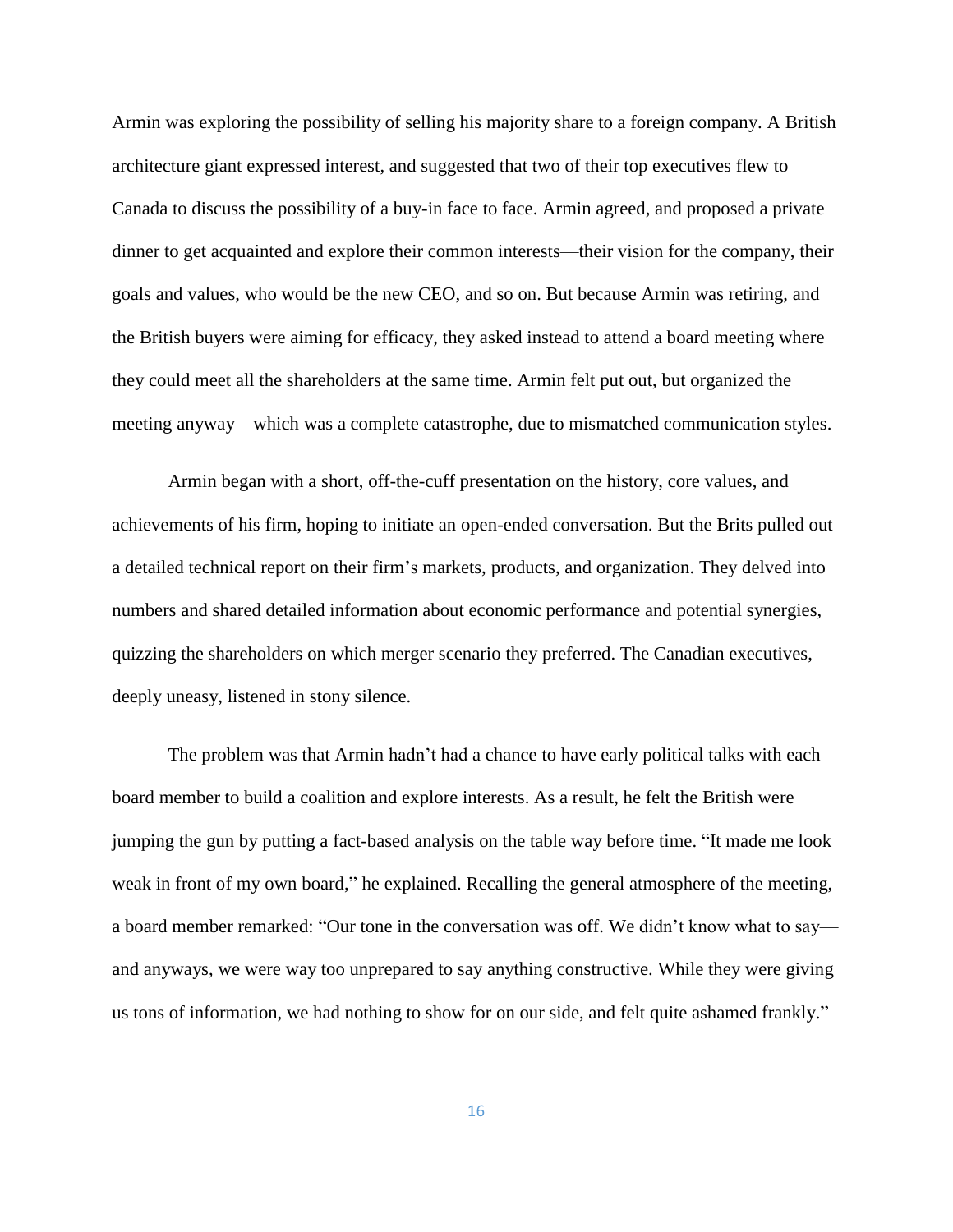Armin was exploring the possibility of selling his majority share to a foreign company. A British architecture giant expressed interest, and suggested that two of their top executives flew to Canada to discuss the possibility of a buy-in face to face. Armin agreed, and proposed a private dinner to get acquainted and explore their common interests—their vision for the company, their goals and values, who would be the new CEO, and so on. But because Armin was retiring, and the British buyers were aiming for efficacy, they asked instead to attend a board meeting where they could meet all the shareholders at the same time. Armin felt put out, but organized the meeting anyway—which was a complete catastrophe, due to mismatched communication styles.

Armin began with a short, off-the-cuff presentation on the history, core values, and achievements of his firm, hoping to initiate an open-ended conversation. But the Brits pulled out a detailed technical report on their firm's markets, products, and organization. They delved into numbers and shared detailed information about economic performance and potential synergies, quizzing the shareholders on which merger scenario they preferred. The Canadian executives, deeply uneasy, listened in stony silence.

The problem was that Armin hadn't had a chance to have early political talks with each board member to build a coalition and explore interests. As a result, he felt the British were jumping the gun by putting a fact-based analysis on the table way before time. "It made me look weak in front of my own board," he explained. Recalling the general atmosphere of the meeting, a board member remarked: "Our tone in the conversation was off. We didn't know what to say—and anyways, we were way too unprepared to say anything constructive. While they were giving us tons of information, we had nothing to show for on our side, and felt quite ashamed frankly."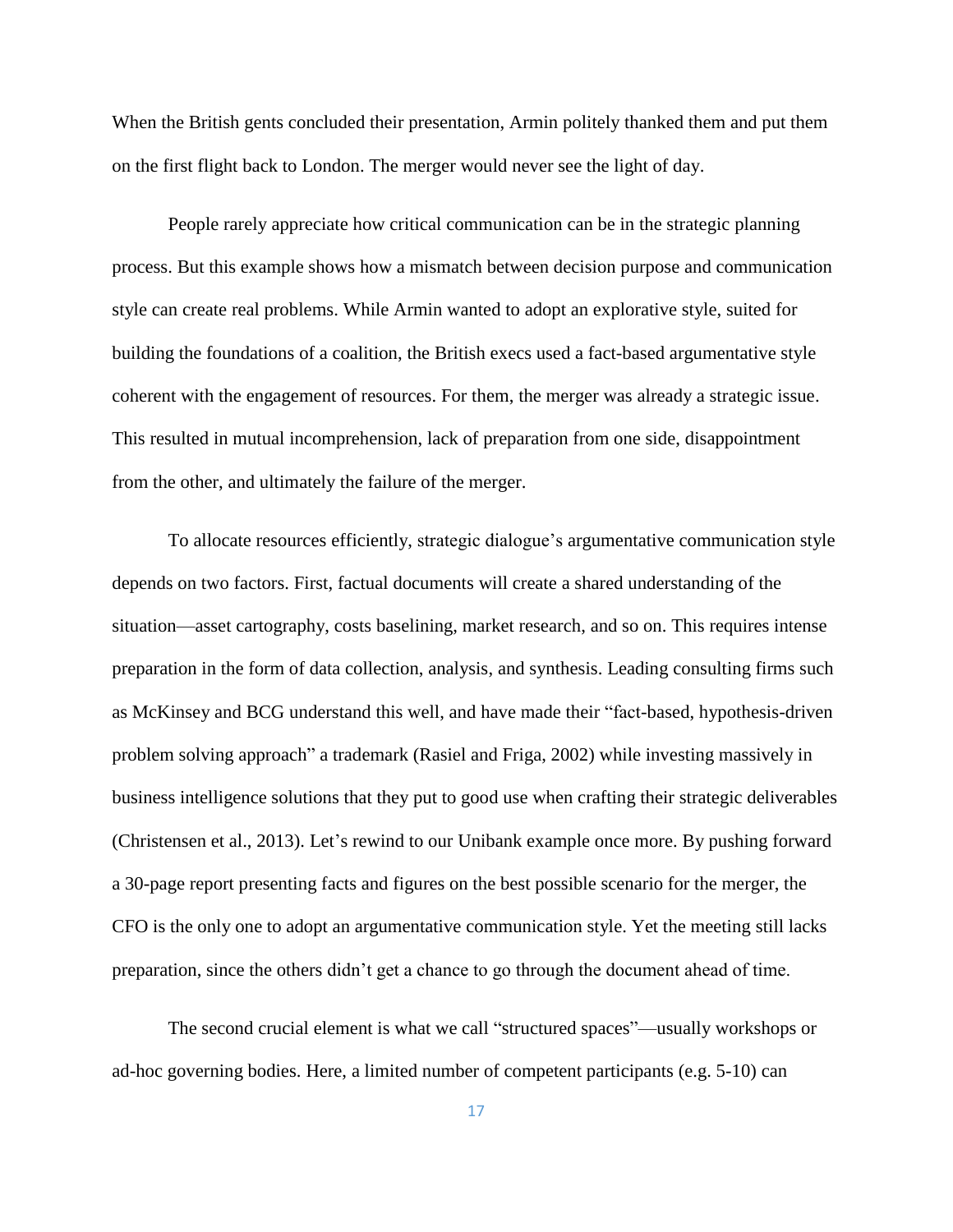When the British gents concluded their presentation, Armin politely thanked them and put them on the first flight back to London. The merger would never see the light of day.

People rarely appreciate how critical communication can be in the strategic planning process. But this example shows how a mismatch between decision purpose and communication style can create real problems. While Armin wanted to adopt an explorative style, suited for building the foundations of a coalition, the British execs used a fact-based argumentative style coherent with the engagement of resources. For them, the merger was already a strategic issue. This resulted in mutual incomprehension, lack of preparation from one side, disappointment from the other, and ultimately the failure of the merger.

To allocate resources efficiently, strategic dialogue's argumentative communication style depends on two factors. First, factual documents will create a shared understanding of the situation—asset cartography, costs baselining, market research, and so on. This requires intense preparation in the form of data collection, analysis, and synthesis. Leading consulting firms such as McKinsey and BCG understand this well, and have made their "fact-based, hypothesis-driven problem solving approach" a trademark (Rasiel and Friga, 2002) while investing massively in business intelligence solutions that they put to good use when crafting their strategic deliverables (Christensen et al., 2013). Let's rewind to our Unibank example once more. By pushing forward a 30-page report presenting facts and figures on the best possible scenario for the merger, the CFO is the only one to adopt an argumentative communication style. Yet the meeting still lacks preparation, since the others didn't get a chance to go through the document ahead of time.

The second crucial element is what we call "structured spaces"—usually workshops or ad-hoc governing bodies. Here, a limited number of competent participants (e.g. 5-10) can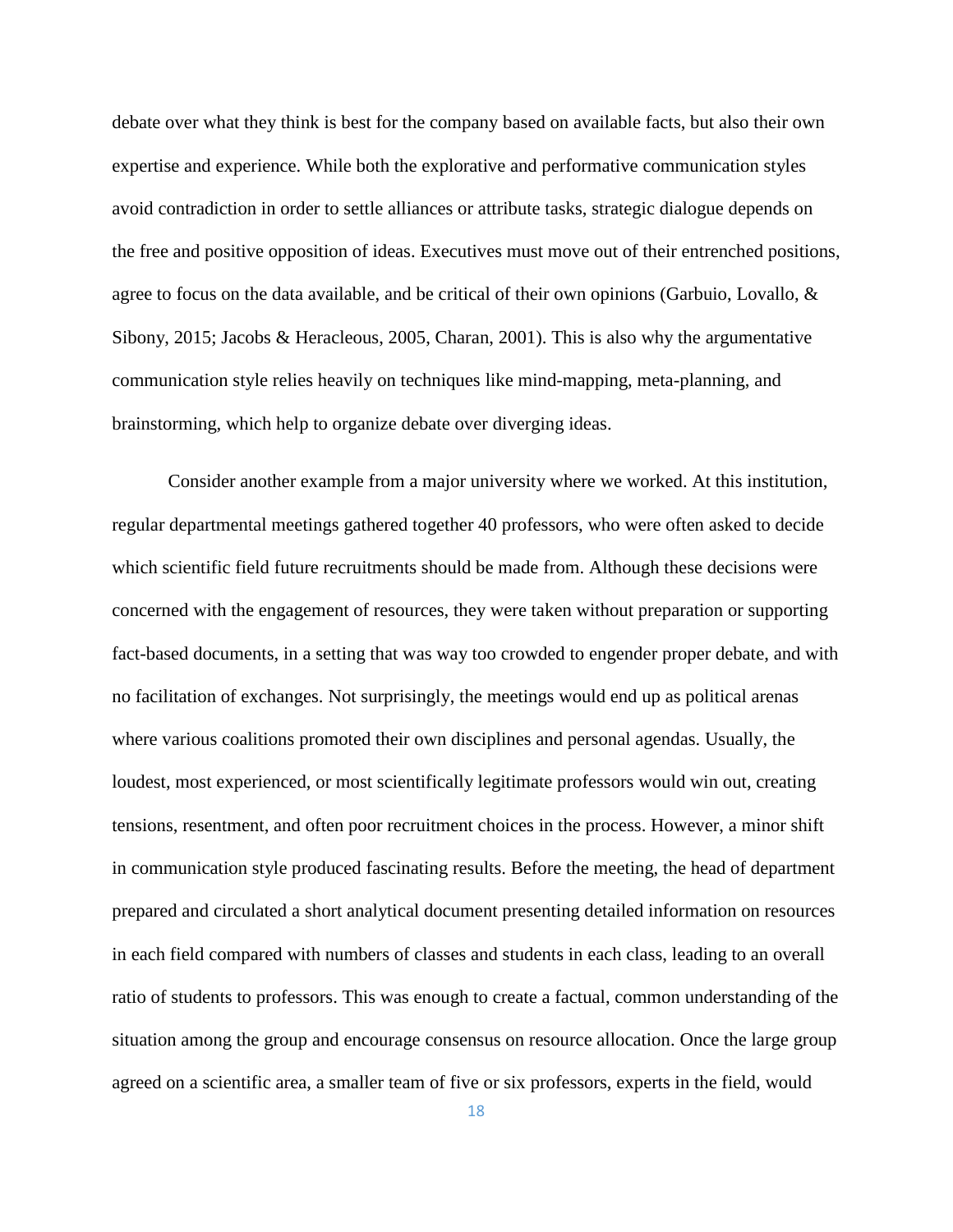debate over what they think is best for the company based on available facts, but also their own expertise and experience. While both the explorative and performative communication styles avoid contradiction in order to settle alliances or attribute tasks, strategic dialogue depends on the free and positive opposition of ideas. Executives must move out of their entrenched positions, agree to focus on the data available, and be critical of their own opinions (Garbuio, Lovallo, & Sibony, 2015; Jacobs & Heracleous, 2005, Charan, 2001). This is also why the argumentative communication style relies heavily on techniques like mind-mapping, meta-planning, and brainstorming, which help to organize debate over diverging ideas.

Consider another example from a major university where we worked. At this institution, regular departmental meetings gathered together 40 professors, who were often asked to decide which scientific field future recruitments should be made from. Although these decisions were concerned with the engagement of resources, they were taken without preparation or supporting fact-based documents, in a setting that was way too crowded to engender proper debate, and with no facilitation of exchanges. Not surprisingly, the meetings would end up as political arenas where various coalitions promoted their own disciplines and personal agendas. Usually, the loudest, most experienced, or most scientifically legitimate professors would win out, creating tensions, resentment, and often poor recruitment choices in the process. However, a minor shift in communication style produced fascinating results. Before the meeting, the head of department prepared and circulated a short analytical document presenting detailed information on resources in each field compared with numbers of classes and students in each class, leading to an overall ratio of students to professors. This was enough to create a factual, common understanding of the situation among the group and encourage consensus on resource allocation. Once the large group agreed on a scientific area, a smaller team of five or six professors, experts in the field, would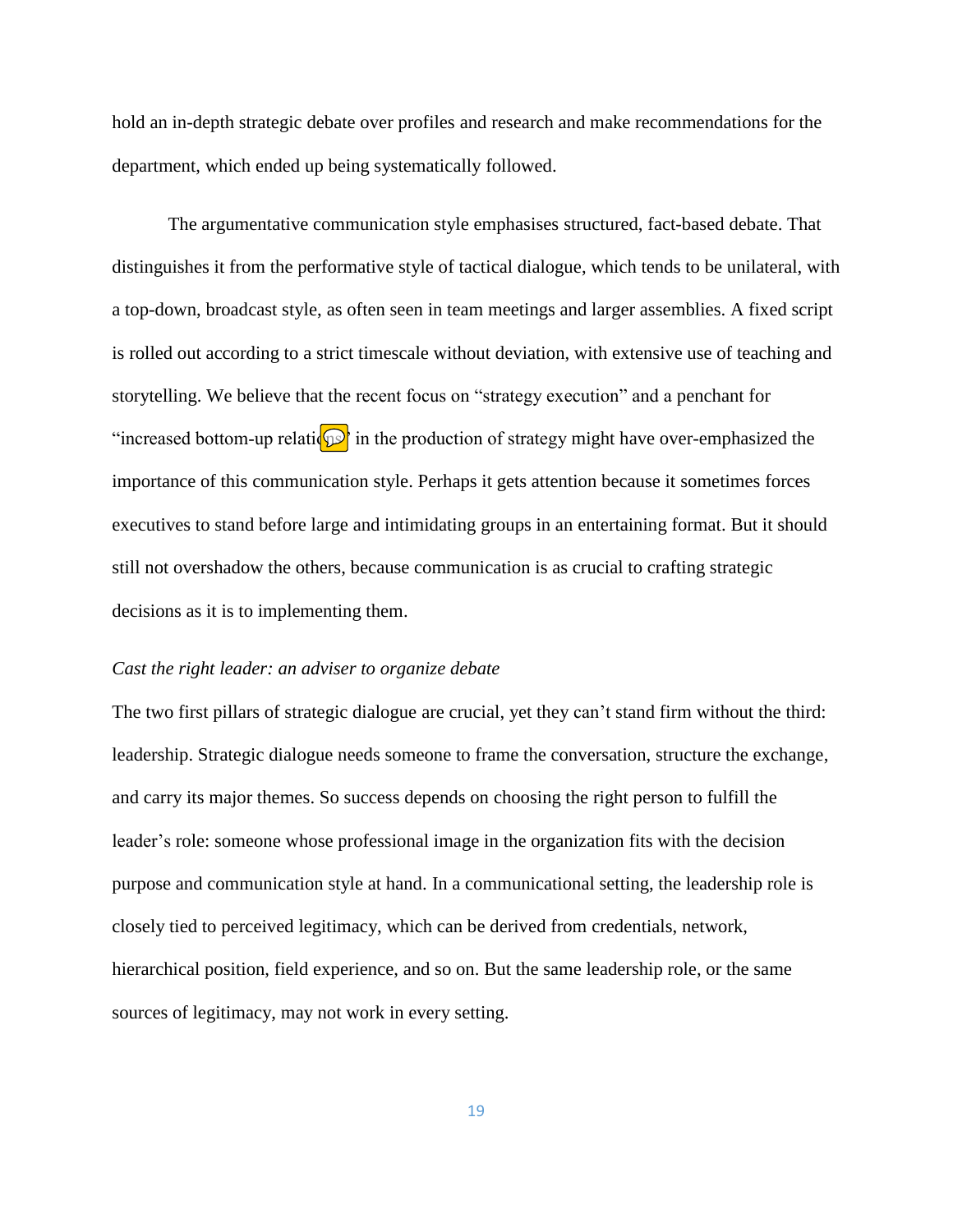hold an in-depth strategic debate over profiles and research and make recommendations for the department, which ended up being systematically followed.

The argumentative communication style emphasises structured, fact-based debate. That distinguishes it from the performative style of tactical dialogue, which tends to be unilateral, with a top-down, broadcast style, as often seen in team meetings and larger assemblies. A fixed script is rolled out according to a strict timescale without deviation, with extensive use of teaching and storytelling. We believe that the recent focus on "strategy execution" and a penchant for "increased bottom-up relations" in the production of strategy might have over-emphasized the importance of this communication style. Perhaps it gets attention because it sometimes forces executives to stand before large and intimidating groups in an entertaining format. But it should still not overshadow the others, because communication is as crucial to crafting strategic decisions as it is to implementing them.

*Cast the right leader: an adviser to organize debate*

The two first pillars of strategic dialogue are crucial, yet they can't stand firm without the third: leadership. Strategic dialogue needs someone to frame the conversation, structure the exchange, and carry its major themes. So success depends on choosing the right person to fulfill the leader's role: someone whose professional image in the organization fits with the decision purpose and communication style at hand. In a communicational setting, the leadership role is closely tied to perceived legitimacy, which can be derived from credentials, network, hierarchical position, field experience, and so on. But the same leadership role, or the same sources of legitimacy, may not work in every setting.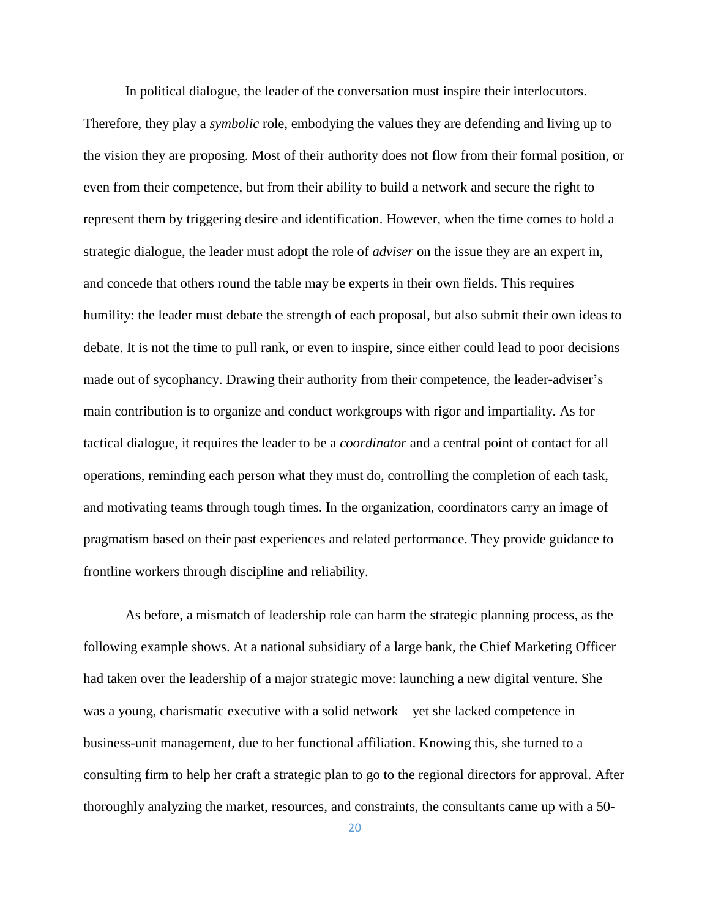In political dialogue, the leader of the conversation must inspire their interlocutors. Therefore, they play a *symbolic* role, embodying the values they are defending and living up to the vision they are proposing. Most of their authority does not flow from their formal position, or even from their competence, but from their ability to build a network and secure the right to represent them by triggering desire and identification. However, when the time comes to hold a strategic dialogue, the leader must adopt the role of *adviser* on the issue they are an expert in, and concede that others round the table may be experts in their own fields. This requires humility: the leader must debate the strength of each proposal, but also submit their own ideas to debate. It is not the time to pull rank, or even to inspire, since either could lead to poor decisions made out of sycophancy. Drawing their authority from their competence, the leader-adviser's main contribution is to organize and conduct workgroups with rigor and impartiality. As for tactical dialogue, it requires the leader to be a *coordinator* and a central point of contact for all operations, reminding each person what they must do, controlling the completion of each task, and motivating teams through tough times. In the organization, coordinators carry an image of pragmatism based on their past experiences and related performance. They provide guidance to frontline workers through discipline and reliability.

As before, a mismatch of leadership role can harm the strategic planning process, as the following example shows. At a national subsidiary of a large bank, the Chief Marketing Officer had taken over the leadership of a major strategic move: launching a new digital venture. She was a young, charismatic executive with a solid network—yet she lacked competence in business-unit management, due to her functional affiliation. Knowing this, she turned to a consulting firm to help her craft a strategic plan to go to the regional directors for approval. After thoroughly analyzing the market, resources, and constraints, the consultants came up with a 50-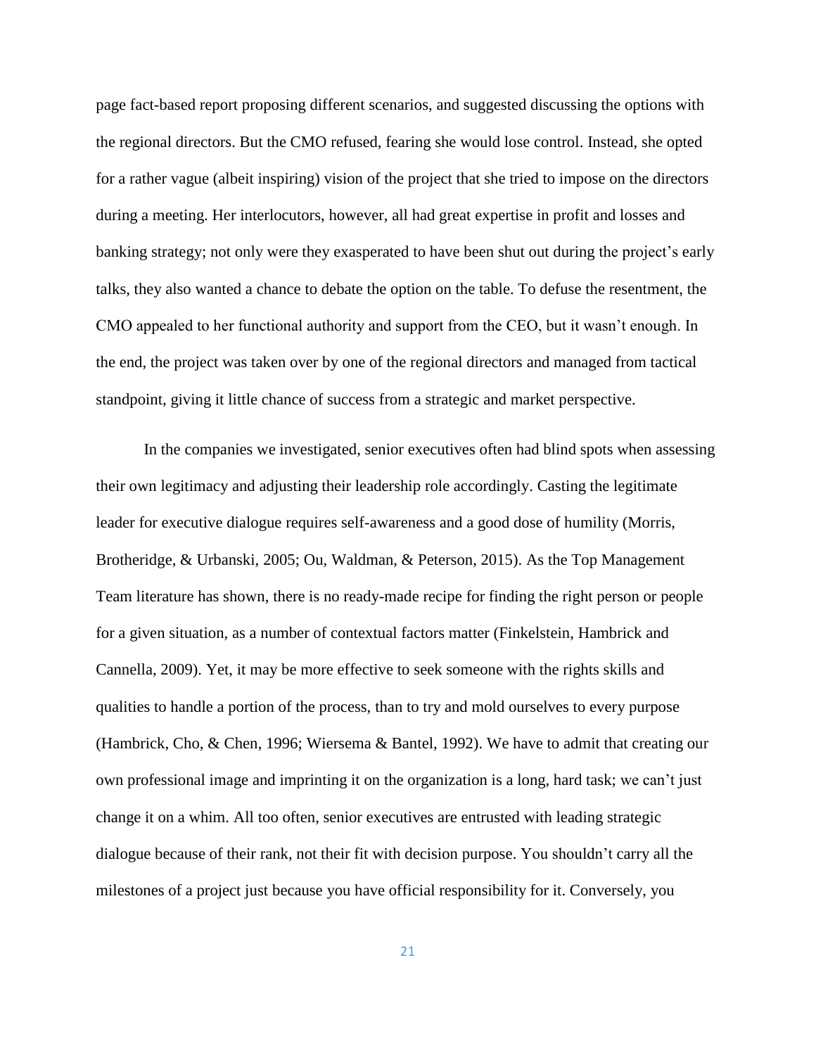page fact-based report proposing different scenarios, and suggested discussing the options with the regional directors. But the CMO refused, fearing she would lose control. Instead, she opted for a rather vague (albeit inspiring) vision of the project that she tried to impose on the directors during a meeting. Her interlocutors, however, all had great expertise in profit and losses and banking strategy; not only were they exasperated to have been shut out during the project's early talks, they also wanted a chance to debate the option on the table. To defuse the resentment, the CMO appealed to her functional authority and support from the CEO, but it wasn't enough. In the end, the project was taken over by one of the regional directors and managed from tactical standpoint, giving it little chance of success from a strategic and market perspective.

In the companies we investigated, senior executives often had blind spots when assessing their own legitimacy and adjusting their leadership role accordingly. Casting the legitimate leader for executive dialogue requires self-awareness and a good dose of humility (Morris, Brotheridge, & Urbanski, 2005; Ou, Waldman, & Peterson, 2015). As the Top Management Team literature has shown, there is no ready-made recipe for finding the right person or people for a given situation, as a number of contextual factors matter (Finkelstein, Hambrick and Cannella, 2009). Yet, it may be more effective to seek someone with the rights skills and qualities to handle a portion of the process, than to try and mold ourselves to every purpose (Hambrick, Cho, & Chen, 1996; Wiersema & Bantel, 1992). We have to admit that creating our own professional image and imprinting it on the organization is a long, hard task; we can't just change it on a whim. All too often, senior executives are entrusted with leading strategic dialogue because of their rank, not their fit with decision purpose. You shouldn't carry all the milestones of a project just because you have official responsibility for it. Conversely, you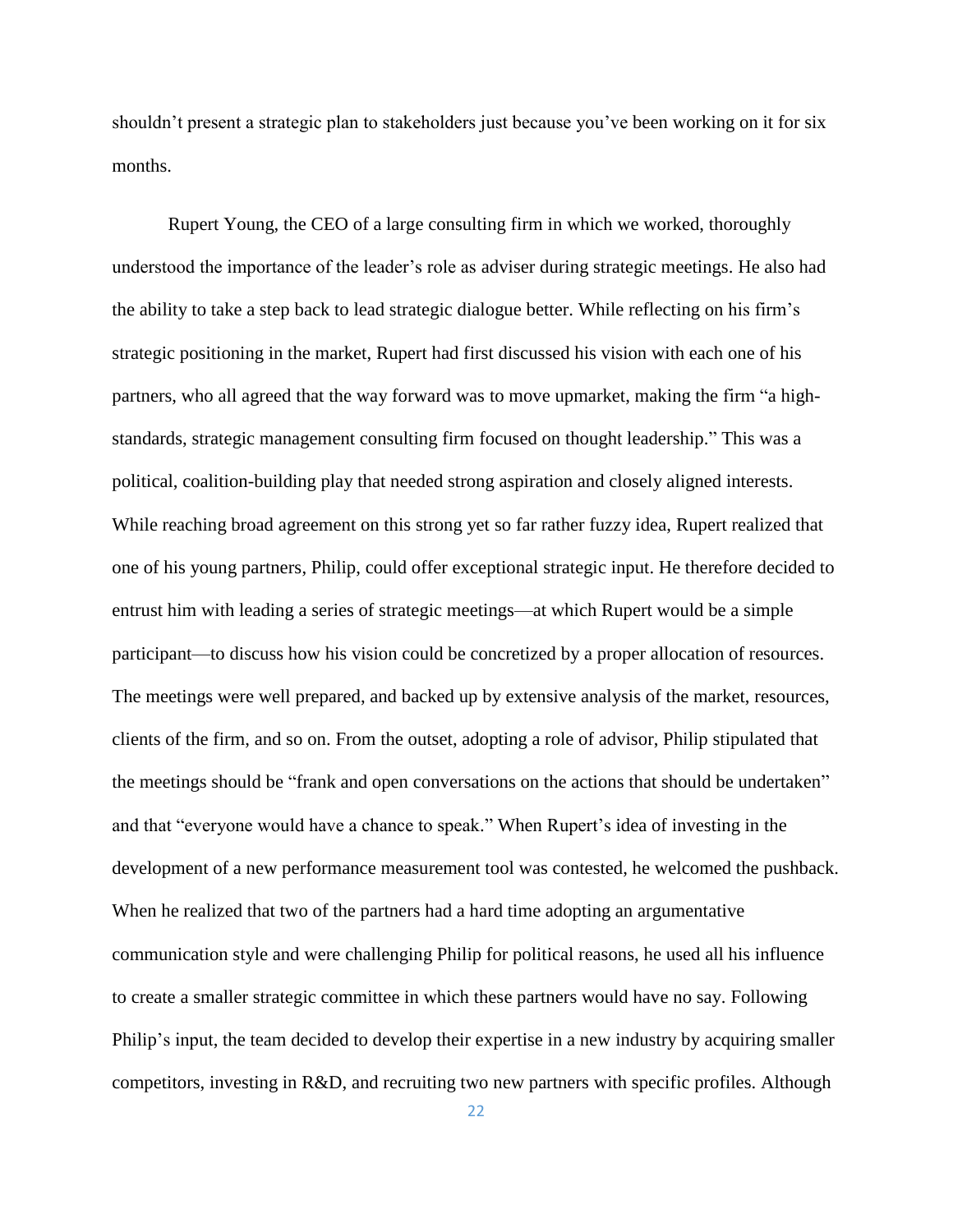shouldn't present a strategic plan to stakeholders just because you've been working on it for six months.

Rupert Young, the CEO of a large consulting firm in which we worked, thoroughly understood the importance of the leader's role as adviser during strategic meetings. He also had the ability to take a step back to lead strategic dialogue better. While reflecting on his firm's strategic positioning in the market, Rupert had first discussed his vision with each one of his partners, who all agreed that the way forward was to move upmarket, making the firm "a high-standards, strategic management consulting firm focused on thought leadership." This was a political, coalition-building play that needed strong aspiration and closely aligned interests. While reaching broad agreement on this strong yet so far rather fuzzy idea, Rupert realized that one of his young partners, Philip, could offer exceptional strategic input. He therefore decided to entrust him with leading a series of strategic meetings—at which Rupert would be a simple participant—to discuss how his vision could be concretized by a proper allocation of resources. The meetings were well prepared, and backed up by extensive analysis of the market, resources, clients of the firm, and so on. From the outset, adopting a role of advisor, Philip stipulated that the meetings should be "frank and open conversations on the actions that should be undertaken" and that "everyone would have a chance to speak." When Rupert's idea of investing in the development of a new performance measurement tool was contested, he welcomed the pushback. When he realized that two of the partners had a hard time adopting an argumentative communication style and were challenging Philip for political reasons, he used all his influence to create a smaller strategic committee in which these partners would have no say. Following Philip's input, the team decided to develop their expertise in a new industry by acquiring smaller competitors, investing in R&D, and recruiting two new partners with specific profiles. Although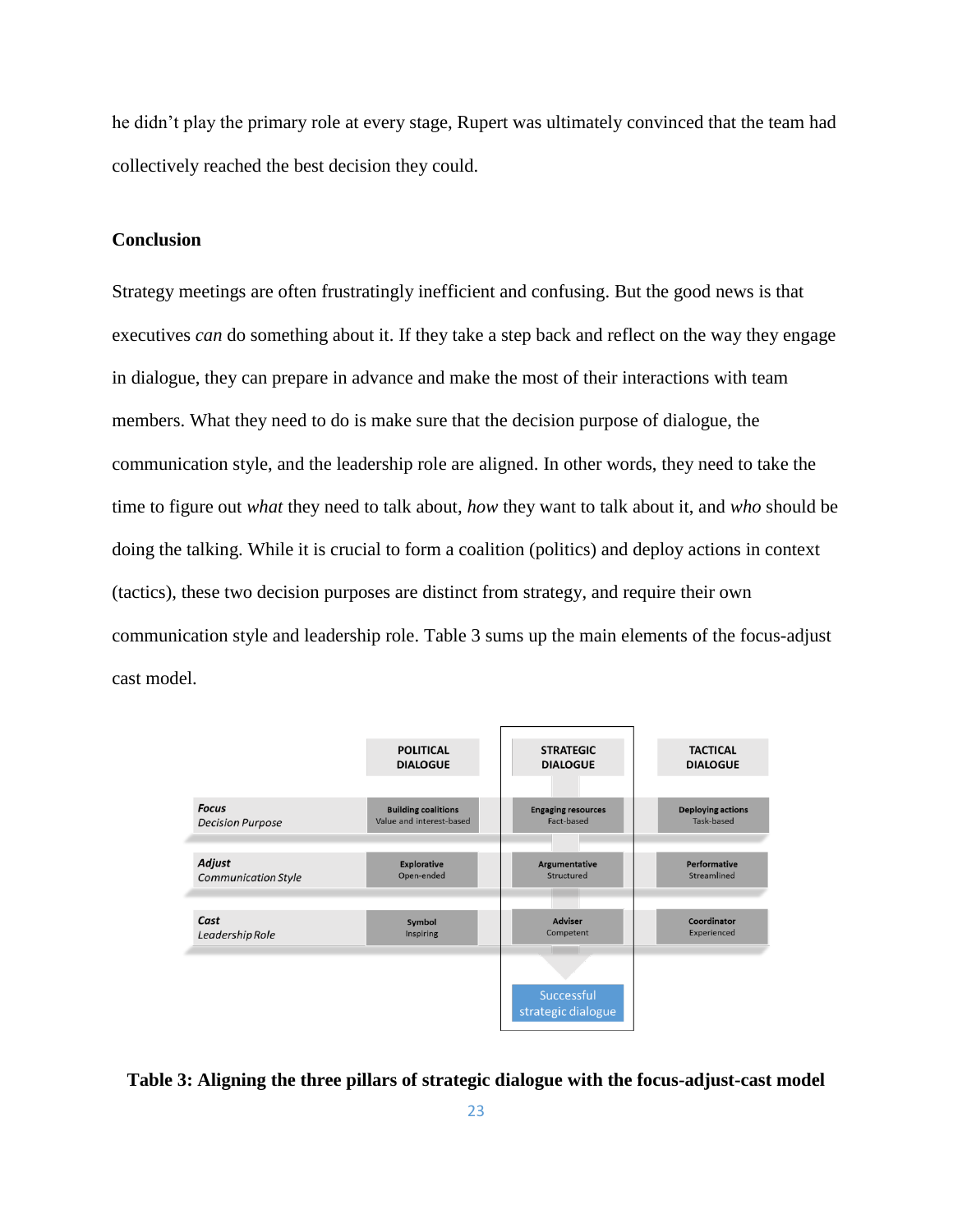he didn't play the primary role at every stage, Rupert was ultimately convinced that the team had collectively reached the best decision they could.

## Conclusion

Strategy meetings are often frustratingly inefficient and confusing. But the good news is that executives *can* do something about it. If they take a step back and reflect on the way they engage in dialogue, they can prepare in advance and make the most of their interactions with team members. What they need to do is make sure that the decision purpose of dialogue, the communication style, and the leadership role are aligned. In other words, they need to take the time to figure out *what* they need to talk about, *how* they want to talk about it, and *who* should be doing the talking. While it is crucial to form a coalition (politics) and deploy actions in context (tactics), these two decision purposes are distinct from strategy, and require their own communication style and leadership role. Table 3 sums up the main elements of the focus-adjust cast model.

| | POLITICAL DIALOGUE | STRATEGIC DIALOGUE | TACTICAL DIALOGUE |
|---|---|---|---|
| ***Focus*** *Decision Purpose* | **Building coalitions** Value and interest-based | **Engaging resources** Fact-based | **Deploying actions** Task-based |
| ***Adjust*** *Communication Style* | **Explorative** Open-ended | **Argumentative** Structured | **Performative** Streamlined |
| ***Cast*** *Leadership Role* | **Symbol** Inspiring | **Adviser** Competent | **Coordinator** Experienced |
| | | Successful strategic dialogue | |

**Table 3: Aligning the three pillars of strategic dialogue with the focus-adjust-cast model**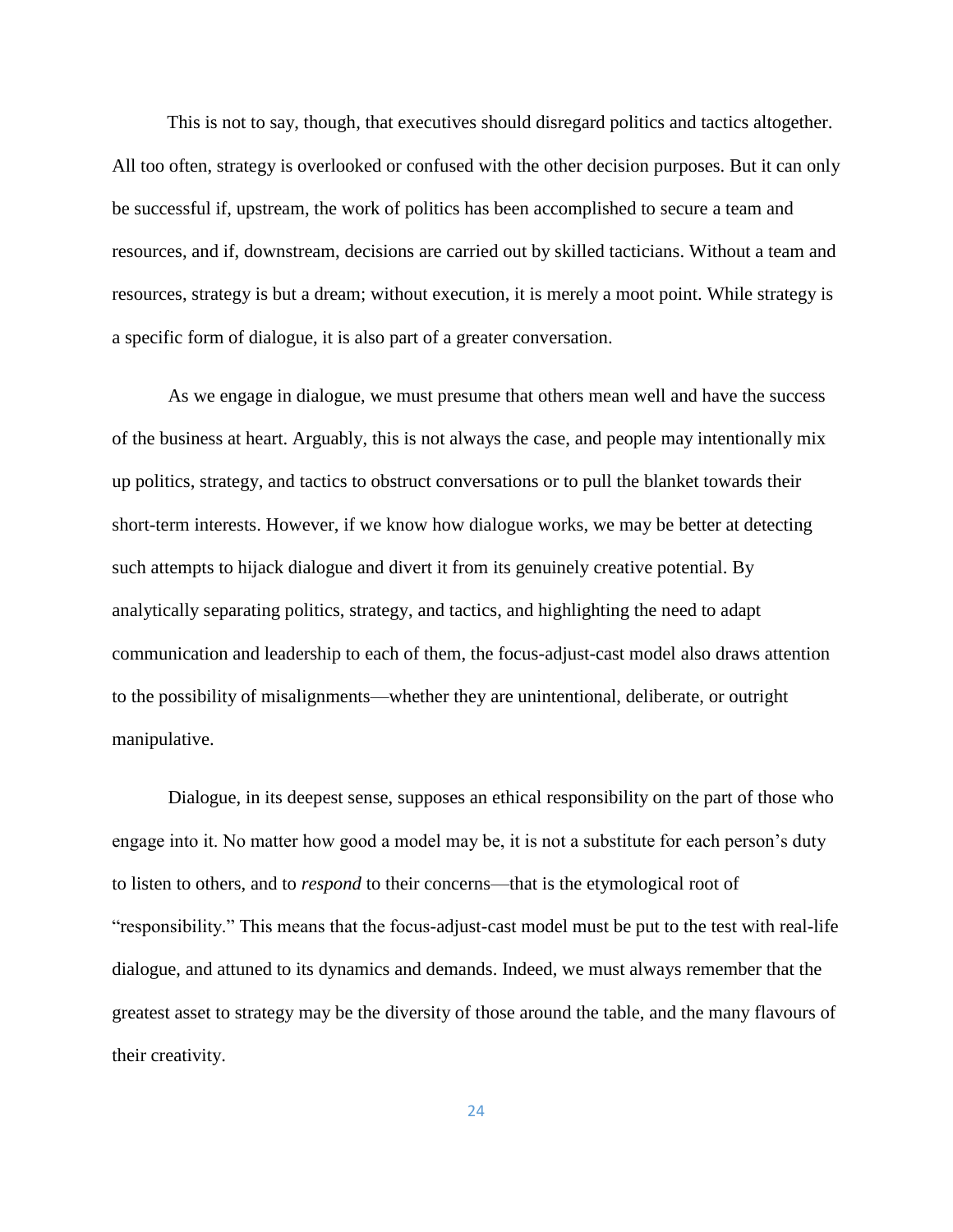This is not to say, though, that executives should disregard politics and tactics altogether. All too often, strategy is overlooked or confused with the other decision purposes. But it can only be successful if, upstream, the work of politics has been accomplished to secure a team and resources, and if, downstream, decisions are carried out by skilled tacticians. Without a team and resources, strategy is but a dream; without execution, it is merely a moot point. While strategy is a specific form of dialogue, it is also part of a greater conversation.

As we engage in dialogue, we must presume that others mean well and have the success of the business at heart. Arguably, this is not always the case, and people may intentionally mix up politics, strategy, and tactics to obstruct conversations or to pull the blanket towards their short-term interests. However, if we know how dialogue works, we may be better at detecting such attempts to hijack dialogue and divert it from its genuinely creative potential. By analytically separating politics, strategy, and tactics, and highlighting the need to adapt communication and leadership to each of them, the focus-adjust-cast model also draws attention to the possibility of misalignments—whether they are unintentional, deliberate, or outright manipulative.

Dialogue, in its deepest sense, supposes an ethical responsibility on the part of those who engage into it. No matter how good a model may be, it is not a substitute for each person's duty to listen to others, and to *respond* to their concerns—that is the etymological root of "responsibility." This means that the focus-adjust-cast model must be put to the test with real-life dialogue, and attuned to its dynamics and demands. Indeed, we must always remember that the greatest asset to strategy may be the diversity of those around the table, and the many flavours of their creativity.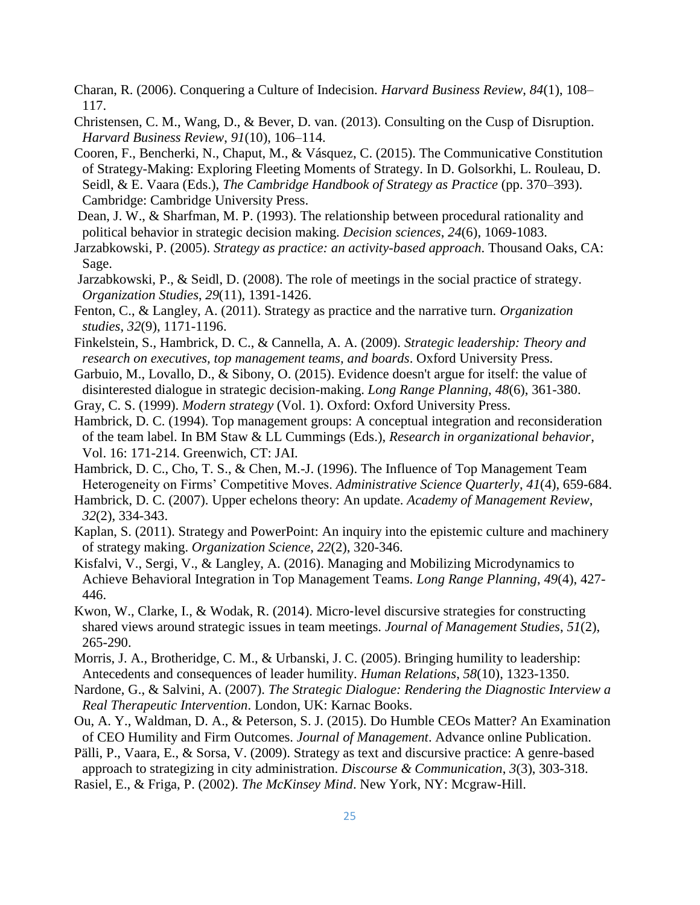Charan, R. (2006). Conquering a Culture of Indecision. *Harvard Business Review*, *84*(1), 108–117.

Christensen, C. M., Wang, D., & Bever, D. van. (2013). Consulting on the Cusp of Disruption. *Harvard Business Review*, *91*(10), 106–114.

Cooren, F., Bencherki, N., Chaput, M., & Vásquez, C. (2015). The Communicative Constitution of Strategy-Making: Exploring Fleeting Moments of Strategy. In D. Golsorkhi, L. Rouleau, D. Seidl, & E. Vaara (Eds.), *The Cambridge Handbook of Strategy as Practice* (pp. 370–393). Cambridge: Cambridge University Press.

Dean, J. W., & Sharfman, M. P. (1993). The relationship between procedural rationality and political behavior in strategic decision making. *Decision sciences*, *24*(6), 1069-1083.

Jarzabkowski, P. (2005). *Strategy as practice: an activity-based approach*. Thousand Oaks, CA: Sage.

Jarzabkowski, P., & Seidl, D. (2008). The role of meetings in the social practice of strategy. *Organization Studies*, *29*(11), 1391-1426.

Fenton, C., & Langley, A. (2011). Strategy as practice and the narrative turn. *Organization studies*, *32*(9), 1171-1196.

Finkelstein, S., Hambrick, D. C., & Cannella, A. A. (2009). *Strategic leadership: Theory and research on executives, top management teams, and boards*. Oxford University Press.

Garbuio, M., Lovallo, D., & Sibony, O. (2015). Evidence doesn't argue for itself: the value of disinterested dialogue in strategic decision-making. *Long Range Planning, 48*(6), 361-380.

Gray, C. S. (1999). *Modern strategy* (Vol. 1). Oxford: Oxford University Press.

Hambrick, D. C. (1994). Top management groups: A conceptual integration and reconsideration of the team label. In BM Staw & LL Cummings (Eds.), *Research in organizational behavior*, Vol. 16: 171-214. Greenwich, CT: JAI.

Hambrick, D. C., Cho, T. S., & Chen, M.-J. (1996). The Influence of Top Management Team Heterogeneity on Firms' Competitive Moves. *Administrative Science Quarterly*, *41*(4), 659-684.

Hambrick, D. C. (2007). Upper echelons theory: An update. *Academy of Management Review*, *32*(2), 334-343.

Kaplan, S. (2011). Strategy and PowerPoint: An inquiry into the epistemic culture and machinery of strategy making. *Organization Science*, *22*(2), 320-346.

Kisfalvi, V., Sergi, V., & Langley, A. (2016). Managing and Mobilizing Microdynamics to Achieve Behavioral Integration in Top Management Teams. *Long Range Planning*, *49*(4), 427-446.

Kwon, W., Clarke, I., & Wodak, R. (2014). Micro‐level discursive strategies for constructing shared views around strategic issues in team meetings. *Journal of Management Studies*, *51*(2), 265-290.

Morris, J. A., Brotheridge, C. M., & Urbanski, J. C. (2005). Bringing humility to leadership: Antecedents and consequences of leader humility. *Human Relations*, *58*(10), 1323-1350.

Nardone, G., & Salvini, A. (2007). *The Strategic Dialogue: Rendering the Diagnostic Interview a Real Therapeutic Intervention*. London, UK: Karnac Books.

Ou, A. Y., Waldman, D. A., & Peterson, S. J. (2015). Do Humble CEOs Matter? An Examination of CEO Humility and Firm Outcomes. *Journal of Management*. Advance online Publication.

Pälli, P., Vaara, E., & Sorsa, V. (2009). Strategy as text and discursive practice: A genre-based approach to strategizing in city administration. *Discourse & Communication*, *3*(3), 303-318.

Rasiel, E., & Friga, P. (2002). *The McKinsey Mind*. New York, NY: Mcgraw-Hill.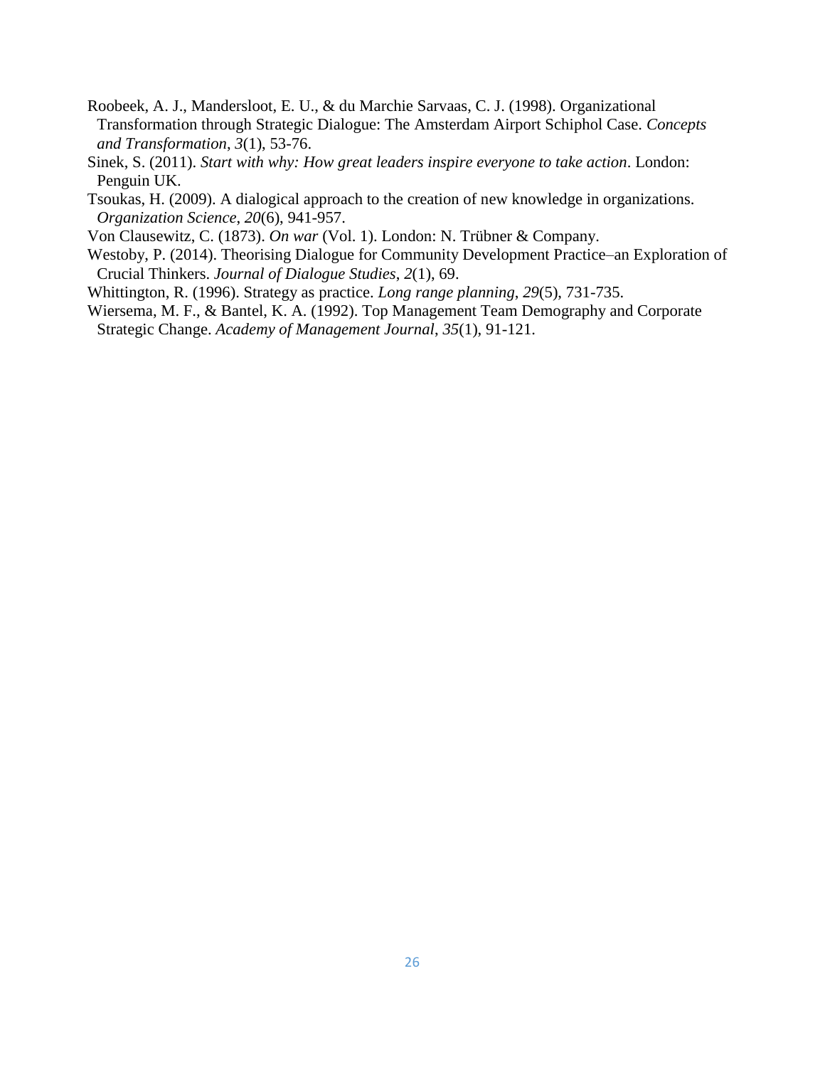Roobeek, A. J., Mandersloot, E. U., & du Marchie Sarvaas, C. J. (1998). Organizational Transformation through Strategic Dialogue: The Amsterdam Airport Schiphol Case. *Concepts and Transformation*, *3*(1), 53-76.

Sinek, S. (2011). *Start with why: How great leaders inspire everyone to take action*. London: Penguin UK.

Tsoukas, H. (2009). A dialogical approach to the creation of new knowledge in organizations. *Organization Science*, *20*(6), 941-957.

Von Clausewitz, C. (1873). *On war* (Vol. 1). London: N. Trübner & Company.

Westoby, P. (2014). Theorising Dialogue for Community Development Practice–an Exploration of Crucial Thinkers. *Journal of Dialogue Studies*, *2*(1), 69.

Whittington, R. (1996). Strategy as practice. *Long range planning*, *29*(5), 731-735.

Wiersema, M. F., & Bantel, K. A. (1992). Top Management Team Demography and Corporate Strategic Change. *Academy of Management Journal*, *35*(1), 91-121.